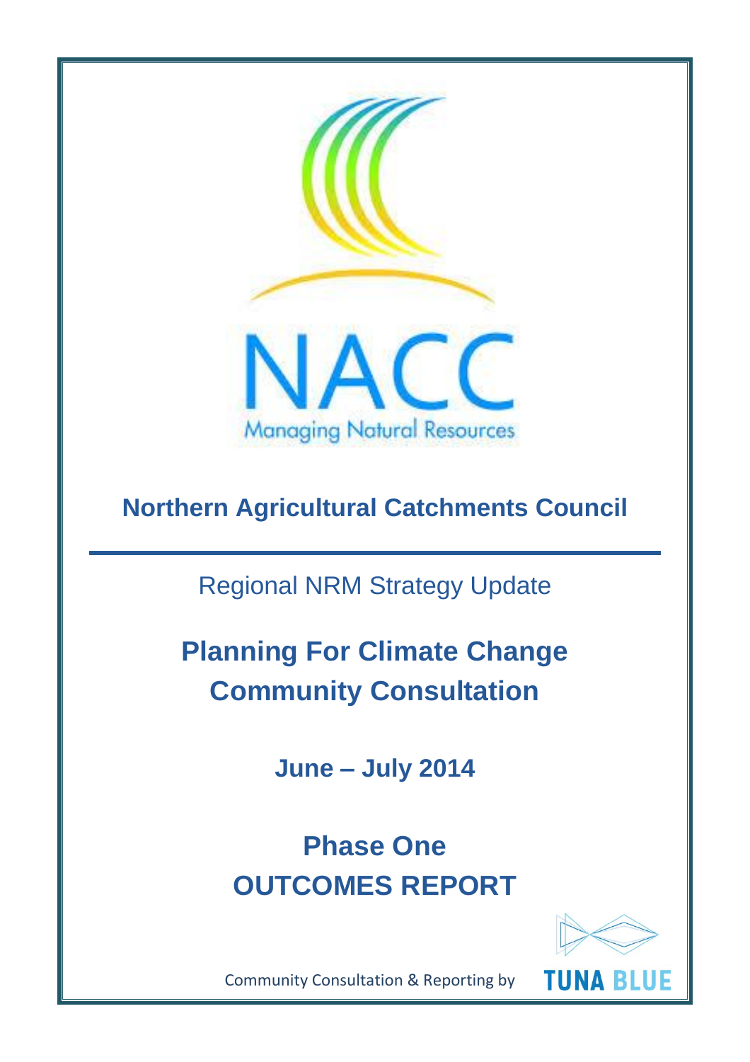NACC

Managing Natural Resources

**Northern Agricultural Catchments Council**

---

Regional NRM Strategy Update

# Planning For Climate Change Community Consultation

**June – July 2014**

# Phase One OUTCOMES REPORT

Community Consultation & Reporting by TUNA BLUE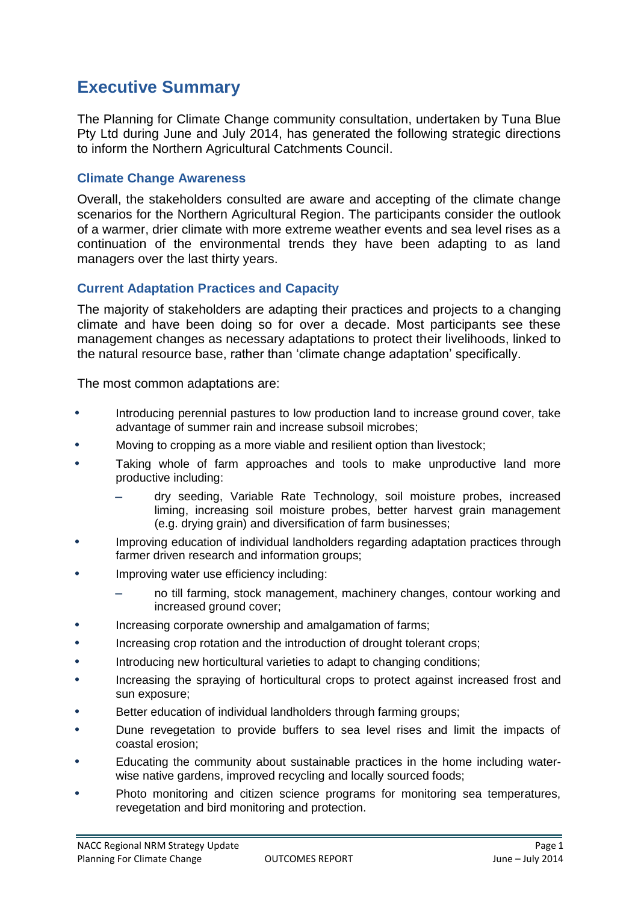# Executive Summary

The Planning for Climate Change community consultation, undertaken by Tuna Blue Pty Ltd during June and July 2014, has generated the following strategic directions to inform the Northern Agricultural Catchments Council.

## Climate Change Awareness

Overall, the stakeholders consulted are aware and accepting of the climate change scenarios for the Northern Agricultural Region. The participants consider the outlook of a warmer, drier climate with more extreme weather events and sea level rises as a continuation of the environmental trends they have been adapting to as land managers over the last thirty years.

## Current Adaptation Practices and Capacity

The majority of stakeholders are adapting their practices and projects to a changing climate and have been doing so for over a decade. Most participants see these management changes as necessary adaptations to protect their livelihoods, linked to the natural resource base, rather than 'climate change adaptation' specifically.

The most common adaptations are:

- Introducing perennial pastures to low production land to increase ground cover, take advantage of summer rain and increase subsoil microbes;
- Moving to cropping as a more viable and resilient option than livestock;
- Taking whole of farm approaches and tools to make unproductive land more productive including:
  - dry seeding, Variable Rate Technology, soil moisture probes, increased liming, increasing soil moisture probes, better harvest grain management (e.g. drying grain) and diversification of farm businesses;
- Improving education of individual landholders regarding adaptation practices through farmer driven research and information groups;
- Improving water use efficiency including:
  - no till farming, stock management, machinery changes, contour working and increased ground cover;
- Increasing corporate ownership and amalgamation of farms;
- Increasing crop rotation and the introduction of drought tolerant crops;
- Introducing new horticultural varieties to adapt to changing conditions;
- Increasing the spraying of horticultural crops to protect against increased frost and sun exposure;
- Better education of individual landholders through farming groups;
- Dune revegetation to provide buffers to sea level rises and limit the impacts of coastal erosion;
- Educating the community about sustainable practices in the home including water-wise native gardens, improved recycling and locally sourced foods;
- Photo monitoring and citizen science programs for monitoring sea temperatures, revegetation and bird monitoring and protection.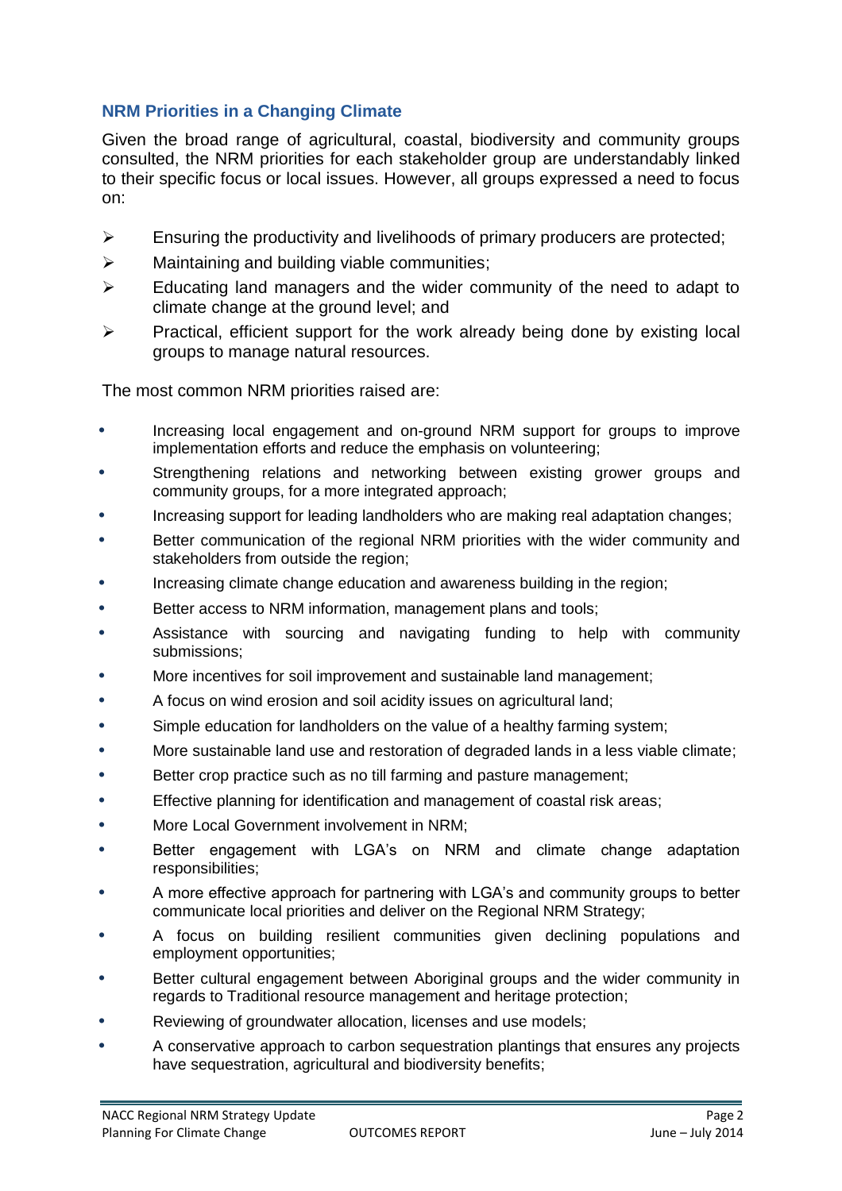## NRM Priorities in a Changing Climate

Given the broad range of agricultural, coastal, biodiversity and community groups consulted, the NRM priorities for each stakeholder group are understandably linked to their specific focus or local issues. However, all groups expressed a need to focus on:

- Ensuring the productivity and livelihoods of primary producers are protected;
- Maintaining and building viable communities;
- Educating land managers and the wider community of the need to adapt to climate change at the ground level; and
- Practical, efficient support for the work already being done by existing local groups to manage natural resources.

The most common NRM priorities raised are:

- Increasing local engagement and on-ground NRM support for groups to improve implementation efforts and reduce the emphasis on volunteering;
- Strengthening relations and networking between existing grower groups and community groups, for a more integrated approach;
- Increasing support for leading landholders who are making real adaptation changes;
- Better communication of the regional NRM priorities with the wider community and stakeholders from outside the region;
- Increasing climate change education and awareness building in the region;
- Better access to NRM information, management plans and tools;
- Assistance with sourcing and navigating funding to help with community submissions;
- More incentives for soil improvement and sustainable land management;
- A focus on wind erosion and soil acidity issues on agricultural land;
- Simple education for landholders on the value of a healthy farming system;
- More sustainable land use and restoration of degraded lands in a less viable climate;
- Better crop practice such as no till farming and pasture management;
- Effective planning for identification and management of coastal risk areas;
- More Local Government involvement in NRM;
- Better engagement with LGA's on NRM and climate change adaptation responsibilities;
- A more effective approach for partnering with LGA's and community groups to better communicate local priorities and deliver on the Regional NRM Strategy;
- A focus on building resilient communities given declining populations and employment opportunities;
- Better cultural engagement between Aboriginal groups and the wider community in regards to Traditional resource management and heritage protection;
- Reviewing of groundwater allocation, licenses and use models;
- A conservative approach to carbon sequestration plantings that ensures any projects have sequestration, agricultural and biodiversity benefits;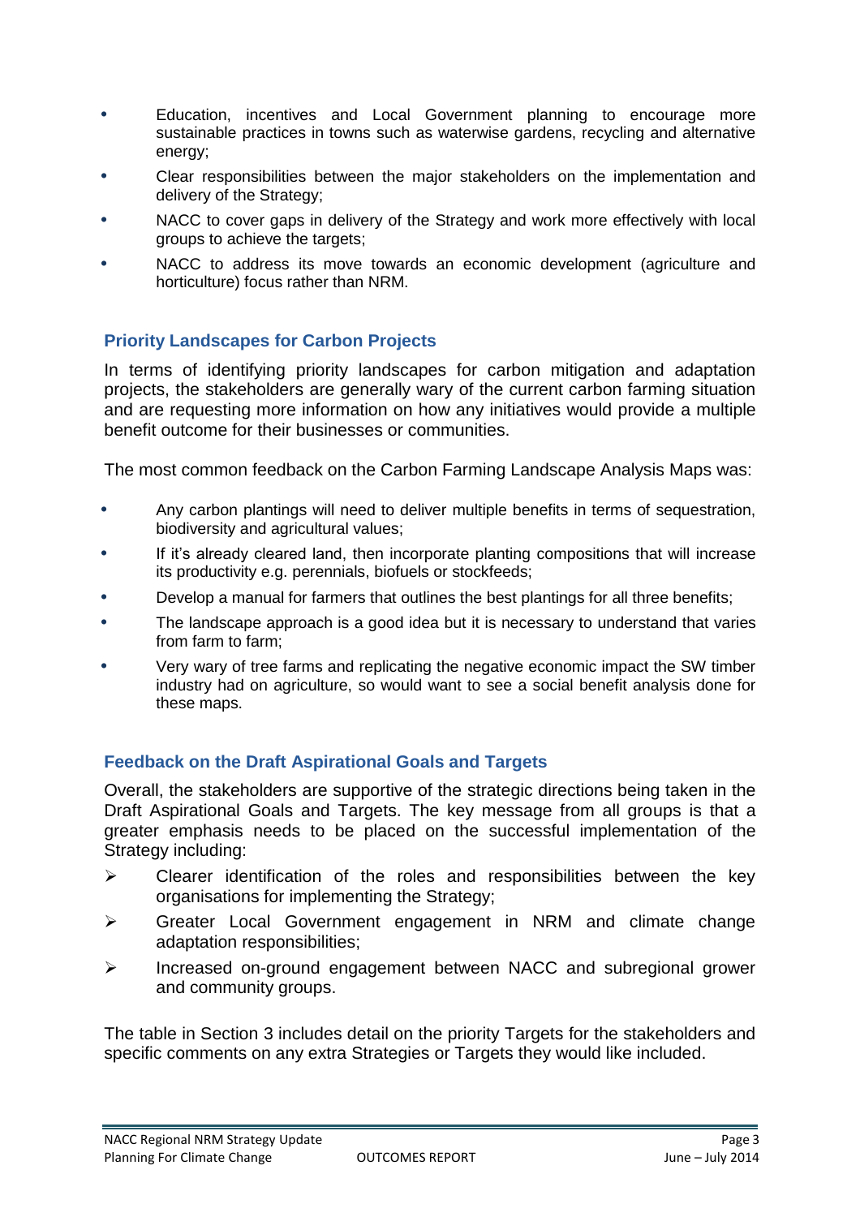- Education, incentives and Local Government planning to encourage more sustainable practices in towns such as waterwise gardens, recycling and alternative energy;
- Clear responsibilities between the major stakeholders on the implementation and delivery of the Strategy;
- NACC to cover gaps in delivery of the Strategy and work more effectively with local groups to achieve the targets;
- NACC to address its move towards an economic development (agriculture and horticulture) focus rather than NRM.

### Priority Landscapes for Carbon Projects

In terms of identifying priority landscapes for carbon mitigation and adaptation projects, the stakeholders are generally wary of the current carbon farming situation and are requesting more information on how any initiatives would provide a multiple benefit outcome for their businesses or communities.

The most common feedback on the Carbon Farming Landscape Analysis Maps was:

- Any carbon plantings will need to deliver multiple benefits in terms of sequestration, biodiversity and agricultural values;
- If it's already cleared land, then incorporate planting compositions that will increase its productivity e.g. perennials, biofuels or stockfeeds;
- Develop a manual for farmers that outlines the best plantings for all three benefits;
- The landscape approach is a good idea but it is necessary to understand that varies from farm to farm;
- Very wary of tree farms and replicating the negative economic impact the SW timber industry had on agriculture, so would want to see a social benefit analysis done for these maps.

### Feedback on the Draft Aspirational Goals and Targets

Overall, the stakeholders are supportive of the strategic directions being taken in the Draft Aspirational Goals and Targets. The key message from all groups is that a greater emphasis needs to be placed on the successful implementation of the Strategy including:

- Clearer identification of the roles and responsibilities between the key organisations for implementing the Strategy;
- Greater Local Government engagement in NRM and climate change adaptation responsibilities;
- Increased on-ground engagement between NACC and subregional grower and community groups.

The table in Section 3 includes detail on the priority Targets for the stakeholders and specific comments on any extra Strategies or Targets they would like included.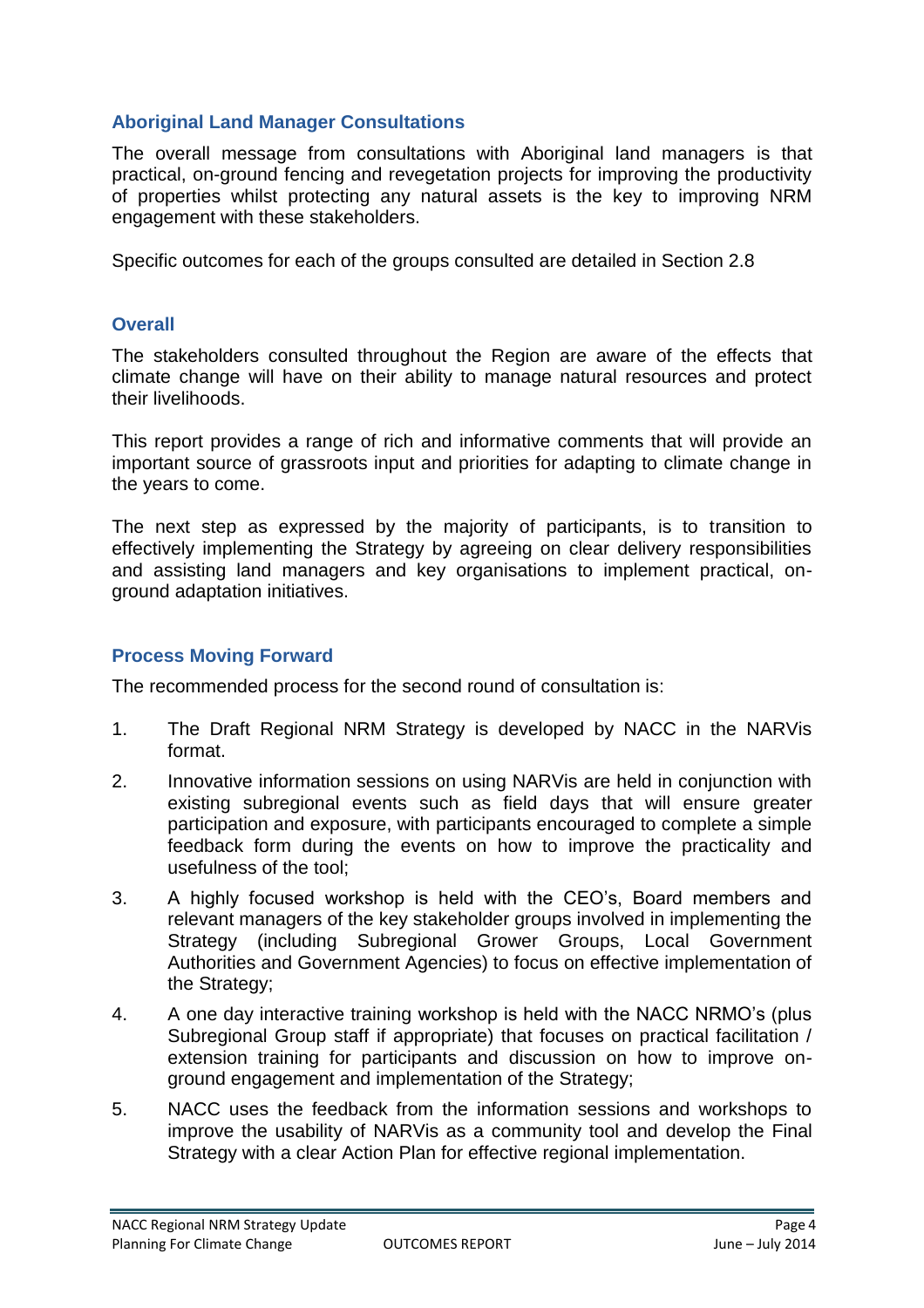### Aboriginal Land Manager Consultations

The overall message from consultations with Aboriginal land managers is that practical, on-ground fencing and revegetation projects for improving the productivity of properties whilst protecting any natural assets is the key to improving NRM engagement with these stakeholders.

Specific outcomes for each of the groups consulted are detailed in Section 2.8

### Overall

The stakeholders consulted throughout the Region are aware of the effects that climate change will have on their ability to manage natural resources and protect their livelihoods.

This report provides a range of rich and informative comments that will provide an important source of grassroots input and priorities for adapting to climate change in the years to come.

The next step as expressed by the majority of participants, is to transition to effectively implementing the Strategy by agreeing on clear delivery responsibilities and assisting land managers and key organisations to implement practical, on-ground adaptation initiatives.

### Process Moving Forward

The recommended process for the second round of consultation is:

1. The Draft Regional NRM Strategy is developed by NACC in the NARVis format.
2. Innovative information sessions on using NARVis are held in conjunction with existing subregional events such as field days that will ensure greater participation and exposure, with participants encouraged to complete a simple feedback form during the events on how to improve the practicality and usefulness of the tool;
3. A highly focused workshop is held with the CEO's, Board members and relevant managers of the key stakeholder groups involved in implementing the Strategy (including Subregional Grower Groups, Local Government Authorities and Government Agencies) to focus on effective implementation of the Strategy;
4. A one day interactive training workshop is held with the NACC NRMO's (plus Subregional Group staff if appropriate) that focuses on practical facilitation / extension training for participants and discussion on how to improve on-ground engagement and implementation of the Strategy;
5. NACC uses the feedback from the information sessions and workshops to improve the usability of NARVis as a community tool and develop the Final Strategy with a clear Action Plan for effective regional implementation.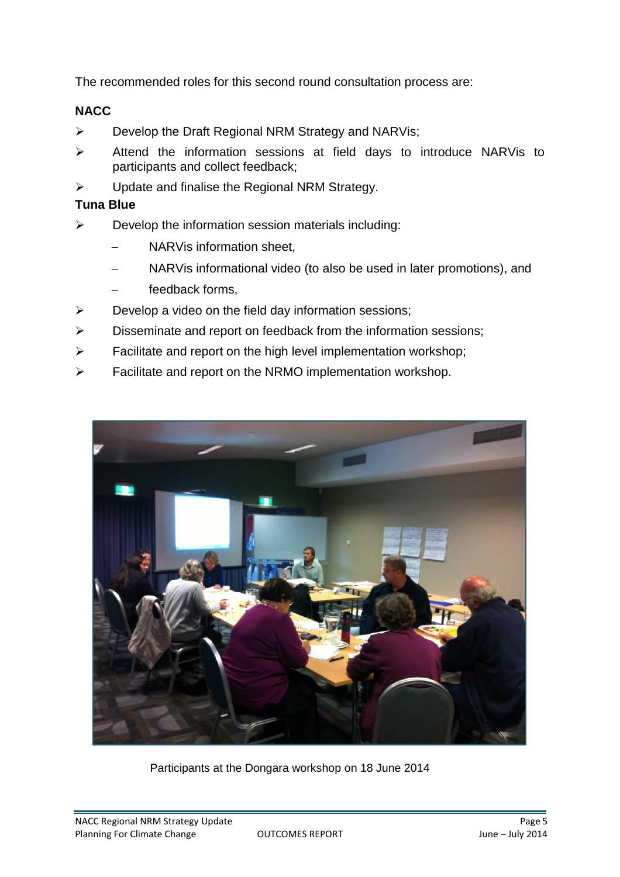The recommended roles for this second round consultation process are:

**NACC**

- Develop the Draft Regional NRM Strategy and NARVis;
- Attend the information sessions at field days to introduce NARVis to participants and collect feedback;
- Update and finalise the Regional NRM Strategy.

**Tuna Blue**

- Develop the information session materials including:
  - NARVis information sheet,
  - NARVis informational video (to also be used in later promotions), and
  - feedback forms,
- Develop a video on the field day information sessions;
- Disseminate and report on feedback from the information sessions;
- Facilitate and report on the high level implementation workshop;
- Facilitate and report on the NRMO implementation workshop.

Participants at the Dongara workshop on 18 June 2014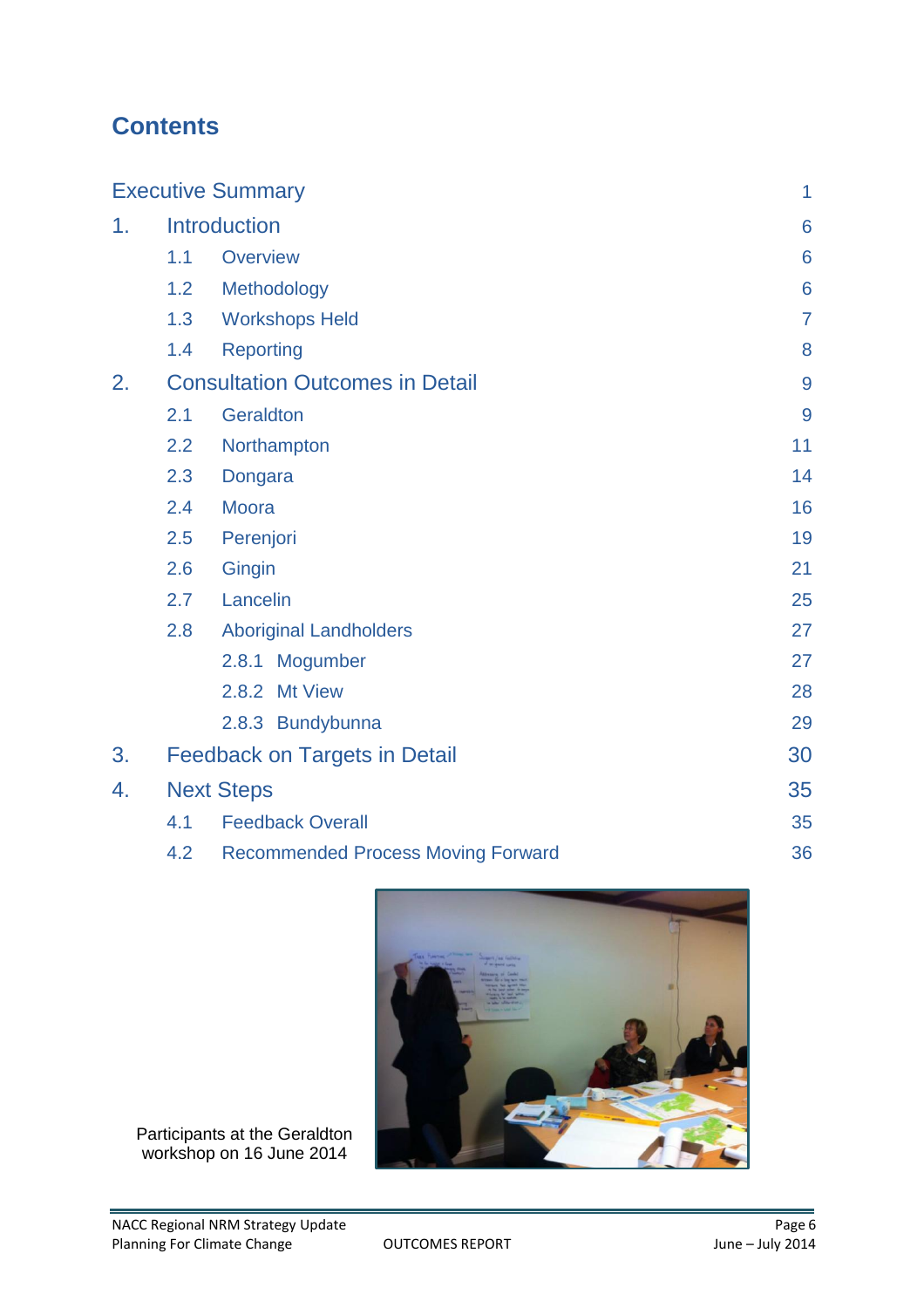# Contents

| | | |
|---|---|---|
| Executive Summary | | 1 |
| 1. | Introduction | 6 |
| | 1.1 Overview | 6 |
| | 1.2 Methodology | 6 |
| | 1.3 Workshops Held | 7 |
| | 1.4 Reporting | 8 |
| 2. | Consultation Outcomes in Detail | 9 |
| | 2.1 Geraldton | 9 |
| | 2.2 Northampton | 11 |
| | 2.3 Dongara | 14 |
| | 2.4 Moora | 16 |
| | 2.5 Perenjori | 19 |
| | 2.6 Gingin | 21 |
| | 2.7 Lancelin | 25 |
| | 2.8 Aboriginal Landholders | 27 |
| | 2.8.1 Mogumber | 27 |
| | 2.8.2 Mt View | 28 |
| | 2.8.3 Bundybunna | 29 |
| 3. | Feedback on Targets in Detail | 30 |
| 4. | Next Steps | 35 |
| | 4.1 Feedback Overall | 35 |
| | 4.2 Recommended Process Moving Forward | 36 |

Participants at the Geraldton workshop on 16 June 2014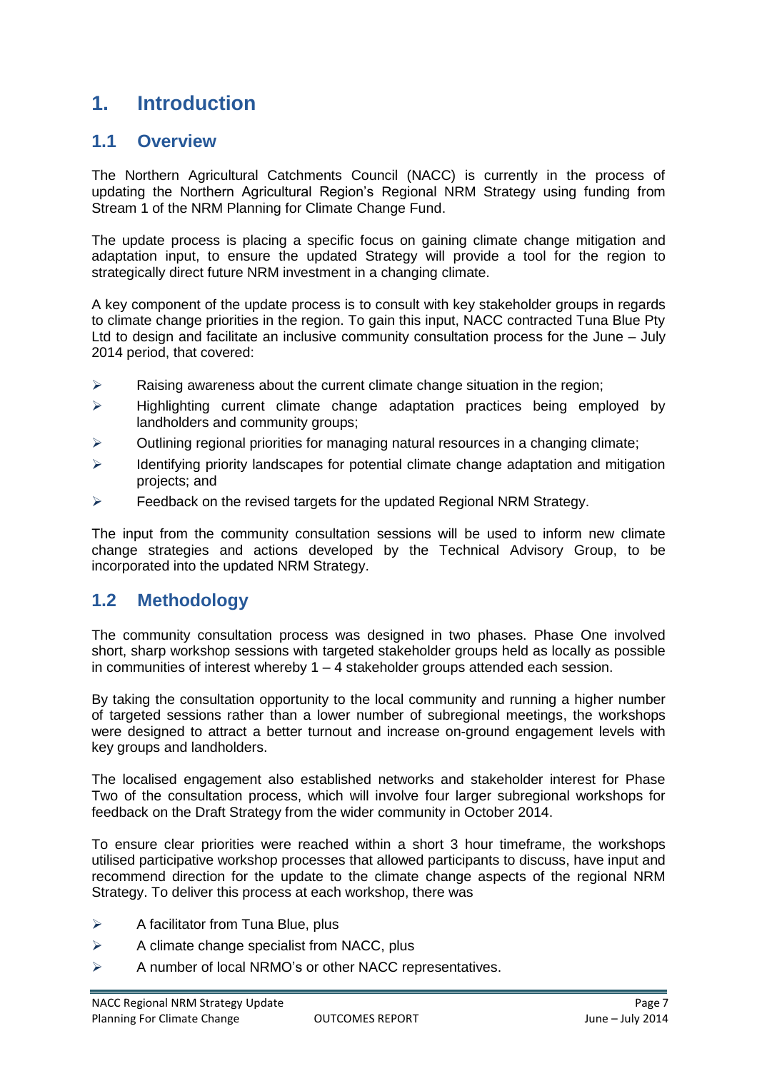# 1. Introduction

## 1.1 Overview

The Northern Agricultural Catchments Council (NACC) is currently in the process of updating the Northern Agricultural Region's Regional NRM Strategy using funding from Stream 1 of the NRM Planning for Climate Change Fund.

The update process is placing a specific focus on gaining climate change mitigation and adaptation input, to ensure the updated Strategy will provide a tool for the region to strategically direct future NRM investment in a changing climate.

A key component of the update process is to consult with key stakeholder groups in regards to climate change priorities in the region. To gain this input, NACC contracted Tuna Blue Pty Ltd to design and facilitate an inclusive community consultation process for the June – July 2014 period, that covered:

- Raising awareness about the current climate change situation in the region;
- Highlighting current climate change adaptation practices being employed by landholders and community groups;
- Outlining regional priorities for managing natural resources in a changing climate;
- Identifying priority landscapes for potential climate change adaptation and mitigation projects; and
- Feedback on the revised targets for the updated Regional NRM Strategy.

The input from the community consultation sessions will be used to inform new climate change strategies and actions developed by the Technical Advisory Group, to be incorporated into the updated NRM Strategy.

## 1.2 Methodology

The community consultation process was designed in two phases. Phase One involved short, sharp workshop sessions with targeted stakeholder groups held as locally as possible in communities of interest whereby 1 – 4 stakeholder groups attended each session.

By taking the consultation opportunity to the local community and running a higher number of targeted sessions rather than a lower number of subregional meetings, the workshops were designed to attract a better turnout and increase on-ground engagement levels with key groups and landholders.

The localised engagement also established networks and stakeholder interest for Phase Two of the consultation process, which will involve four larger subregional workshops for feedback on the Draft Strategy from the wider community in October 2014.

To ensure clear priorities were reached within a short 3 hour timeframe, the workshops utilised participative workshop processes that allowed participants to discuss, have input and recommend direction for the update to the climate change aspects of the regional NRM Strategy. To deliver this process at each workshop, there was

- A facilitator from Tuna Blue, plus
- A climate change specialist from NACC, plus
- A number of local NRMO's or other NACC representatives.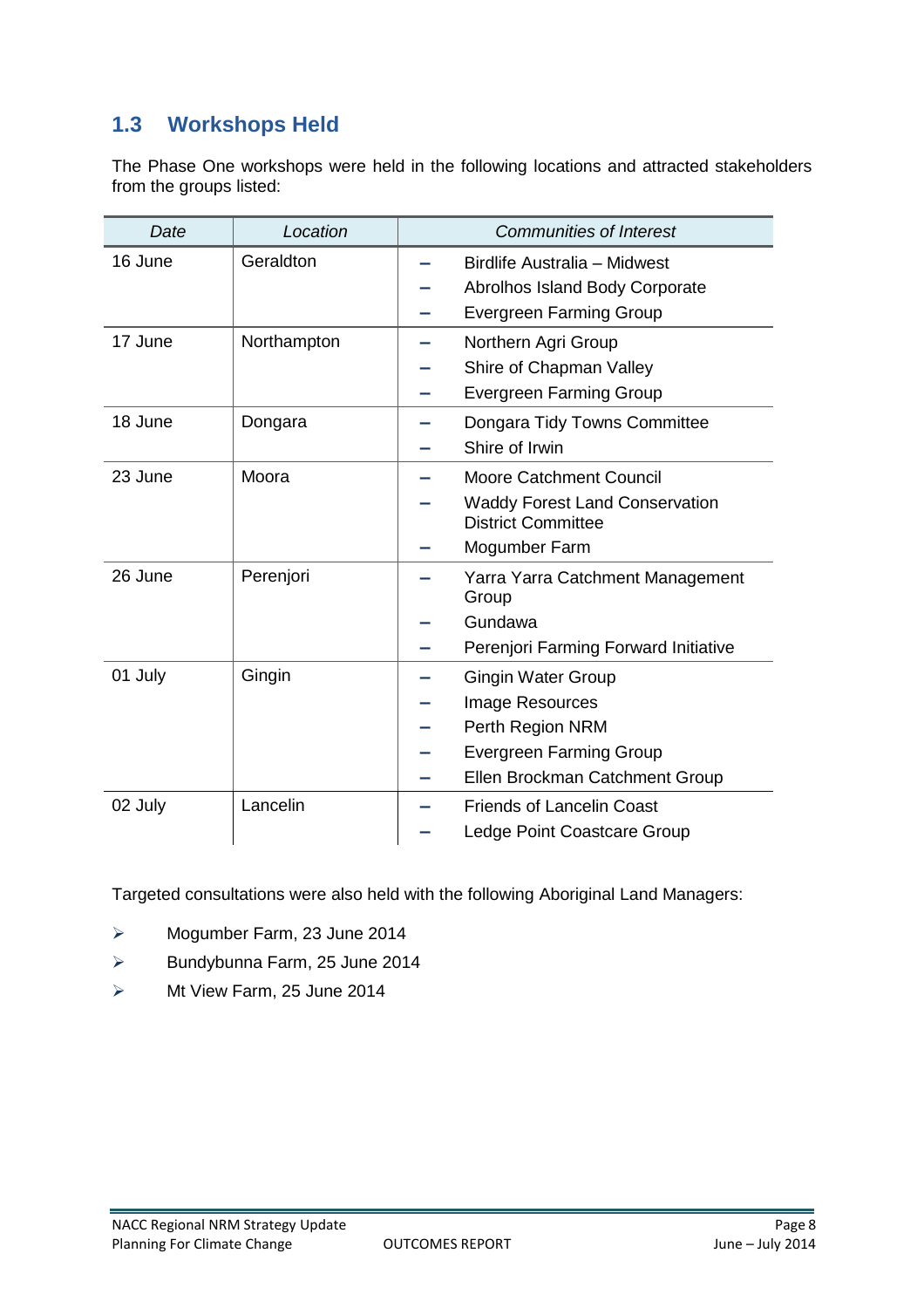## 1.3 Workshops Held

The Phase One workshops were held in the following locations and attracted stakeholders from the groups listed:

| *Date* | *Location* | *Communities of Interest* |
| --- | --- | --- |
| 16 June | Geraldton | – Birdlife Australia – Midwest<br>– Abrolhos Island Body Corporate<br>– Evergreen Farming Group |
| 17 June | Northampton | – Northern Agri Group<br>– Shire of Chapman Valley<br>– Evergreen Farming Group |
| 18 June | Dongara | – Dongara Tidy Towns Committee<br>– Shire of Irwin |
| 23 June | Moora | – Moore Catchment Council<br>– Waddy Forest Land Conservation District Committee<br>– Mogumber Farm |
| 26 June | Perenjori | – Yarra Yarra Catchment Management Group<br>– Gundawa<br>– Perenjori Farming Forward Initiative |
| 01 July | Gingin | – Gingin Water Group<br>– Image Resources<br>– Perth Region NRM<br>– Evergreen Farming Group<br>– Ellen Brockman Catchment Group |
| 02 July | Lancelin | – Friends of Lancelin Coast<br>– Ledge Point Coastcare Group |

Targeted consultations were also held with the following Aboriginal Land Managers:

- Mogumber Farm, 23 June 2014
- Bundybunna Farm, 25 June 2014
- Mt View Farm, 25 June 2014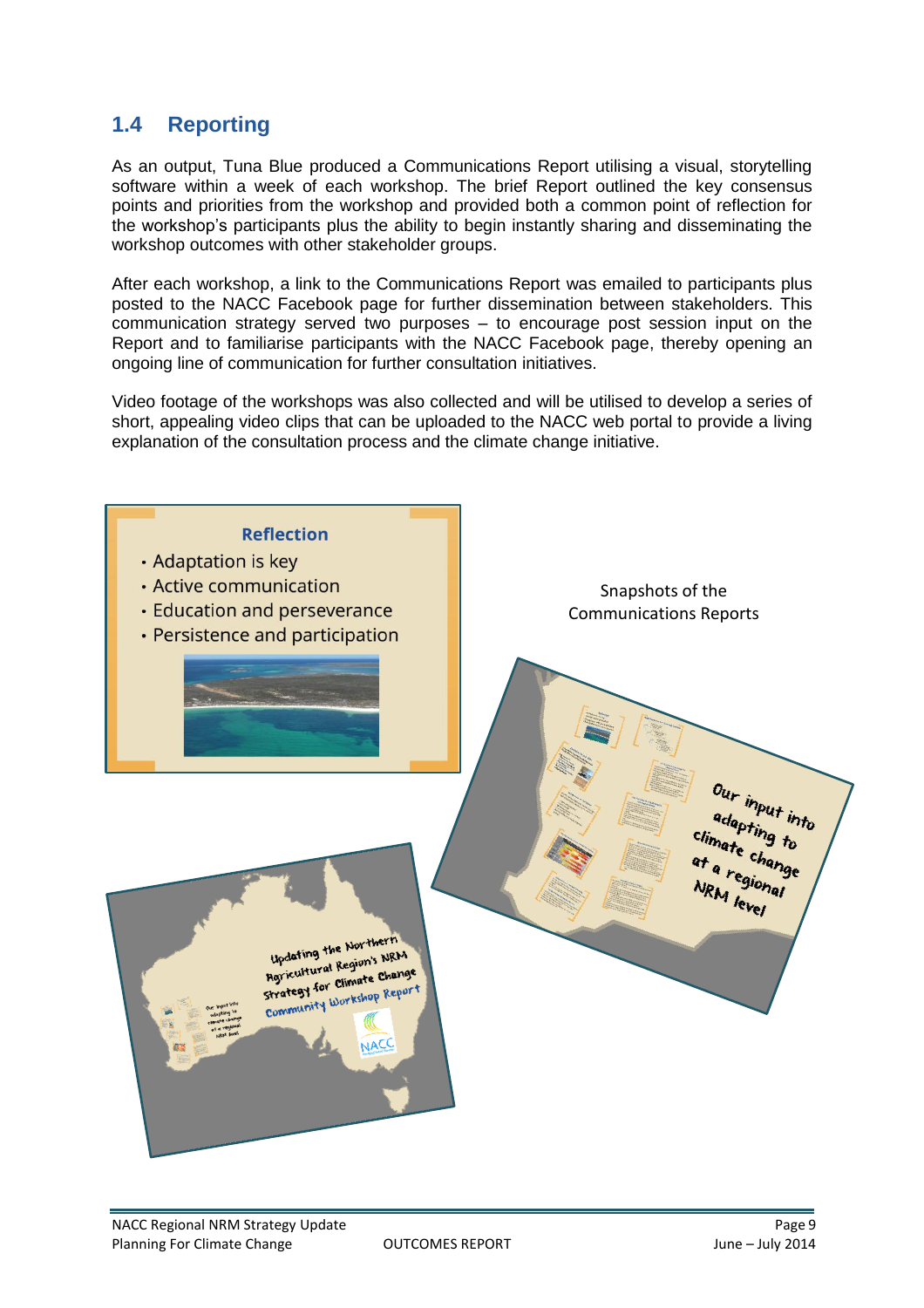## 1.4 Reporting

As an output, Tuna Blue produced a Communications Report utilising a visual, storytelling software within a week of each workshop. The brief Report outlined the key consensus points and priorities from the workshop and provided both a common point of reflection for the workshop's participants plus the ability to begin instantly sharing and disseminating the workshop outcomes with other stakeholder groups.

After each workshop, a link to the Communications Report was emailed to participants plus posted to the NACC Facebook page for further dissemination between stakeholders. This communication strategy served two purposes – to encourage post session input on the Report and to familiarise participants with the NACC Facebook page, thereby opening an ongoing line of communication for further consultation initiatives.

Video footage of the workshops was also collected and will be utilised to develop a series of short, appealing video clips that can be uploaded to the NACC web portal to provide a living explanation of the consultation process and the climate change initiative.

**Reflection**

- Adaptation is key
- Active communication
- Education and perseverance
- Persistence and participation

Snapshots of the Communications Reports

Our input into adapting to climate change at a regional NRM level

Updating the Northern Agricultural Region's NRM Strategy for Climate Change Community Workshop Report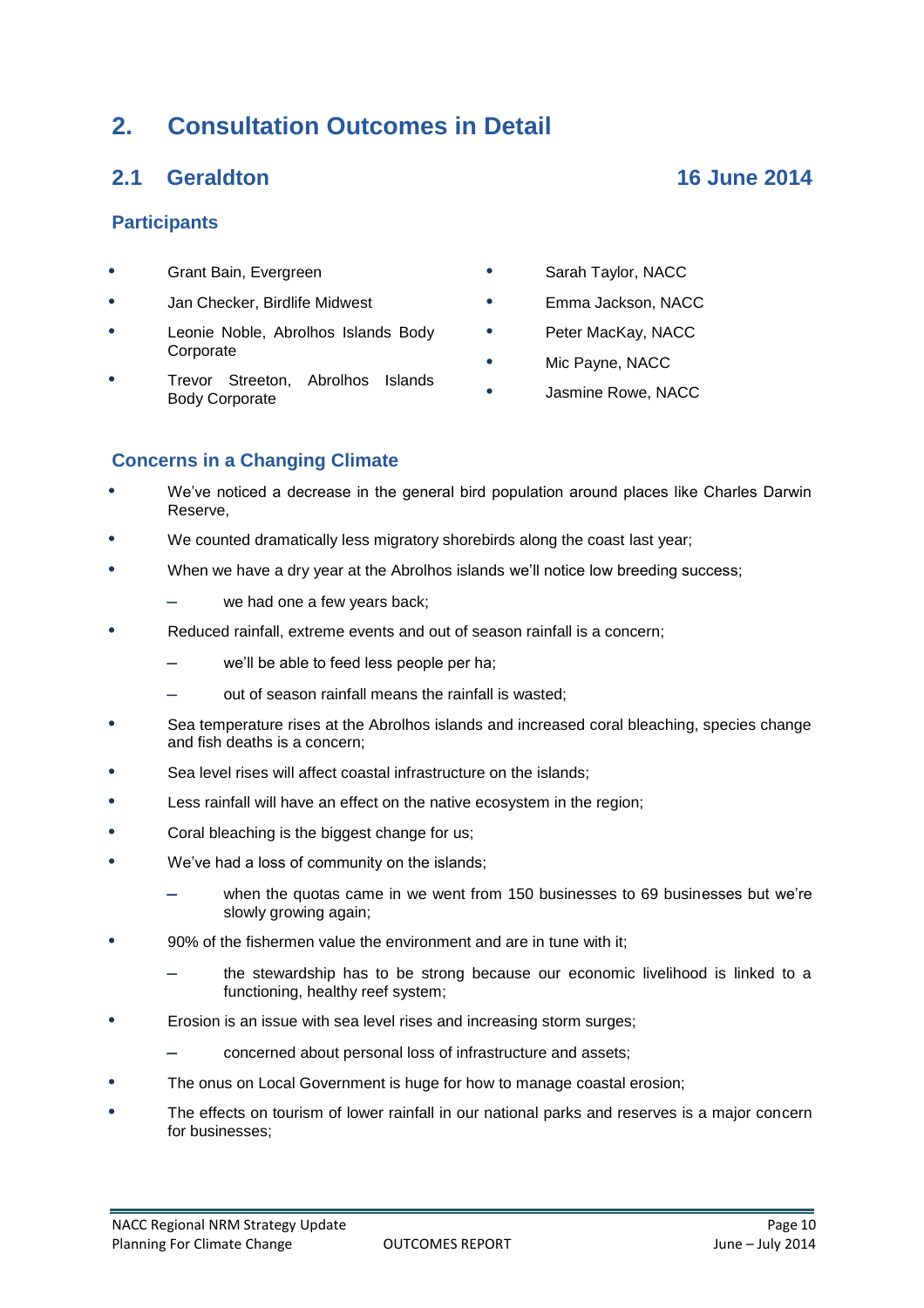# 2. Consultation Outcomes in Detail

## 2.1 Geraldton — 16 June 2014

### Participants

- Grant Bain, Evergreen
- Jan Checker, Birdlife Midwest
- Leonie Noble, Abrolhos Islands Body Corporate
- Trevor Streeton, Abrolhos Islands Body Corporate
- Sarah Taylor, NACC
- Emma Jackson, NACC
- Peter MacKay, NACC
- Mic Payne, NACC
- Jasmine Rowe, NACC

### Concerns in a Changing Climate

- We've noticed a decrease in the general bird population around places like Charles Darwin Reserve,
- We counted dramatically less migratory shorebirds along the coast last year;
- When we have a dry year at the Abrolhos islands we'll notice low breeding success;
  - we had one a few years back;
- Reduced rainfall, extreme events and out of season rainfall is a concern;
  - we'll be able to feed less people per ha;
  - out of season rainfall means the rainfall is wasted;
- Sea temperature rises at the Abrolhos islands and increased coral bleaching, species change and fish deaths is a concern;
- Sea level rises will affect coastal infrastructure on the islands;
- Less rainfall will have an effect on the native ecosystem in the region;
- Coral bleaching is the biggest change for us;
- We've had a loss of community on the islands;
  - when the quotas came in we went from 150 businesses to 69 businesses but we're slowly growing again;
- 90% of the fishermen value the environment and are in tune with it;
  - the stewardship has to be strong because our economic livelihood is linked to a functioning, healthy reef system;
- Erosion is an issue with sea level rises and increasing storm surges;
  - concerned about personal loss of infrastructure and assets;
- The onus on Local Government is huge for how to manage coastal erosion;
- The effects on tourism of lower rainfall in our national parks and reserves is a major concern for businesses;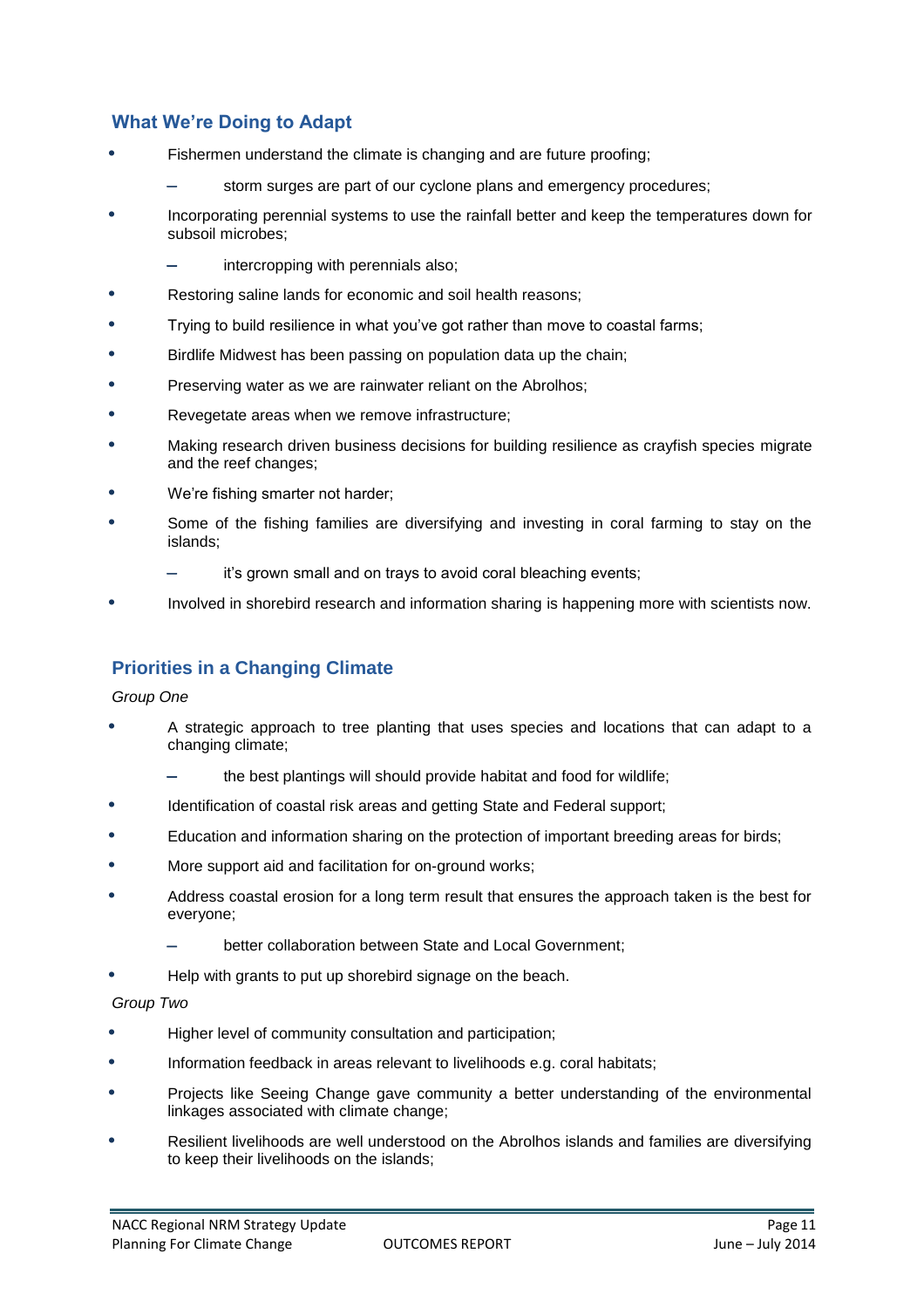## What We're Doing to Adapt

- Fishermen understand the climate is changing and are future proofing;
  - storm surges are part of our cyclone plans and emergency procedures;
- Incorporating perennial systems to use the rainfall better and keep the temperatures down for subsoil microbes;
  - intercropping with perennials also;
- Restoring saline lands for economic and soil health reasons;
- Trying to build resilience in what you've got rather than move to coastal farms;
- Birdlife Midwest has been passing on population data up the chain;
- Preserving water as we are rainwater reliant on the Abrolhos;
- Revegetate areas when we remove infrastructure;
- Making research driven business decisions for building resilience as crayfish species migrate and the reef changes;
- We're fishing smarter not harder;
- Some of the fishing families are diversifying and investing in coral farming to stay on the islands;
  - it's grown small and on trays to avoid coral bleaching events;
- Involved in shorebird research and information sharing is happening more with scientists now.

## Priorities in a Changing Climate

*Group One*

- A strategic approach to tree planting that uses species and locations that can adapt to a changing climate;
  - the best plantings will should provide habitat and food for wildlife;
- Identification of coastal risk areas and getting State and Federal support;
- Education and information sharing on the protection of important breeding areas for birds;
- More support aid and facilitation for on-ground works;
- Address coastal erosion for a long term result that ensures the approach taken is the best for everyone;
  - better collaboration between State and Local Government;
- Help with grants to put up shorebird signage on the beach.

*Group Two*

- Higher level of community consultation and participation;
- Information feedback in areas relevant to livelihoods e.g. coral habitats;
- Projects like Seeing Change gave community a better understanding of the environmental linkages associated with climate change;
- Resilient livelihoods are well understood on the Abrolhos islands and families are diversifying to keep their livelihoods on the islands;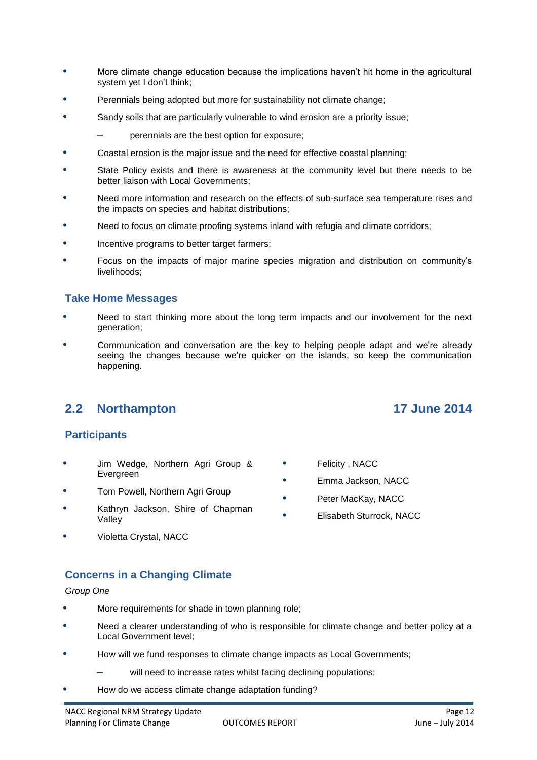- More climate change education because the implications haven't hit home in the agricultural system yet I don't think;
- Perennials being adopted but more for sustainability not climate change;
- Sandy soils that are particularly vulnerable to wind erosion are a priority issue;
  - perennials are the best option for exposure;
- Coastal erosion is the major issue and the need for effective coastal planning;
- State Policy exists and there is awareness at the community level but there needs to be better liaison with Local Governments;
- Need more information and research on the effects of sub-surface sea temperature rises and the impacts on species and habitat distributions;
- Need to focus on climate proofing systems inland with refugia and climate corridors;
- Incentive programs to better target farmers;
- Focus on the impacts of major marine species migration and distribution on community's livelihoods;

### Take Home Messages

- Need to start thinking more about the long term impacts and our involvement for the next generation;
- Communication and conversation are the key to helping people adapt and we're already seeing the changes because we're quicker on the islands, so keep the communication happening.

## 2.2 Northampton — 17 June 2014

### Participants

- Jim Wedge, Northern Agri Group & Evergreen
- Tom Powell, Northern Agri Group
- Kathryn Jackson, Shire of Chapman Valley
- Violetta Crystal, NACC
- Felicity , NACC
- Emma Jackson, NACC
- Peter MacKay, NACC
- Elisabeth Sturrock, NACC

### Concerns in a Changing Climate

*Group One*

- More requirements for shade in town planning role;
- Need a clearer understanding of who is responsible for climate change and better policy at a Local Government level;
- How will we fund responses to climate change impacts as Local Governments;
  - will need to increase rates whilst facing declining populations;
- How do we access climate change adaptation funding?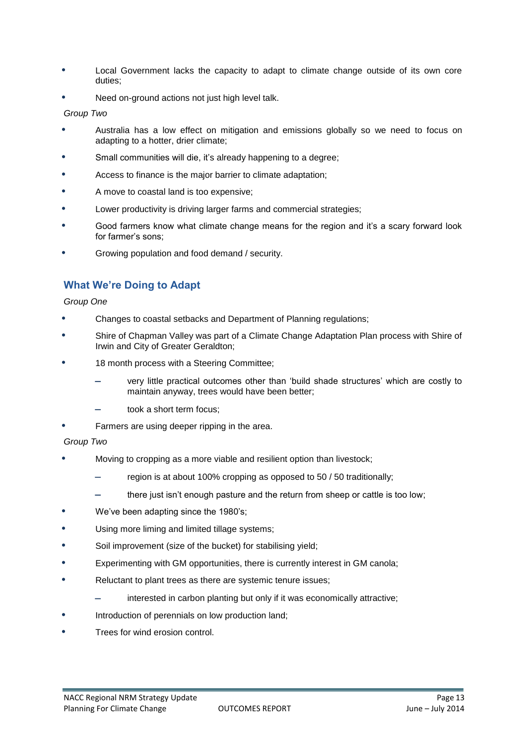- Local Government lacks the capacity to adapt to climate change outside of its own core duties;
- Need on-ground actions not just high level talk.

*Group Two*

- Australia has a low effect on mitigation and emissions globally so we need to focus on adapting to a hotter, drier climate;
- Small communities will die, it's already happening to a degree;
- Access to finance is the major barrier to climate adaptation;
- A move to coastal land is too expensive;
- Lower productivity is driving larger farms and commercial strategies;
- Good farmers know what climate change means for the region and it's a scary forward look for farmer's sons;
- Growing population and food demand / security.

## What We're Doing to Adapt

*Group One*

- Changes to coastal setbacks and Department of Planning regulations;
- Shire of Chapman Valley was part of a Climate Change Adaptation Plan process with Shire of Irwin and City of Greater Geraldton;
- 18 month process with a Steering Committee;
  - very little practical outcomes other than 'build shade structures' which are costly to maintain anyway, trees would have been better;
  - took a short term focus;
- Farmers are using deeper ripping in the area.

*Group Two*

- Moving to cropping as a more viable and resilient option than livestock;
  - region is at about 100% cropping as opposed to 50 / 50 traditionally;
  - there just isn't enough pasture and the return from sheep or cattle is too low;
- We've been adapting since the 1980's;
- Using more liming and limited tillage systems;
- Soil improvement (size of the bucket) for stabilising yield;
- Experimenting with GM opportunities, there is currently interest in GM canola;
- Reluctant to plant trees as there are systemic tenure issues;
  - interested in carbon planting but only if it was economically attractive;
- Introduction of perennials on low production land;
- Trees for wind erosion control.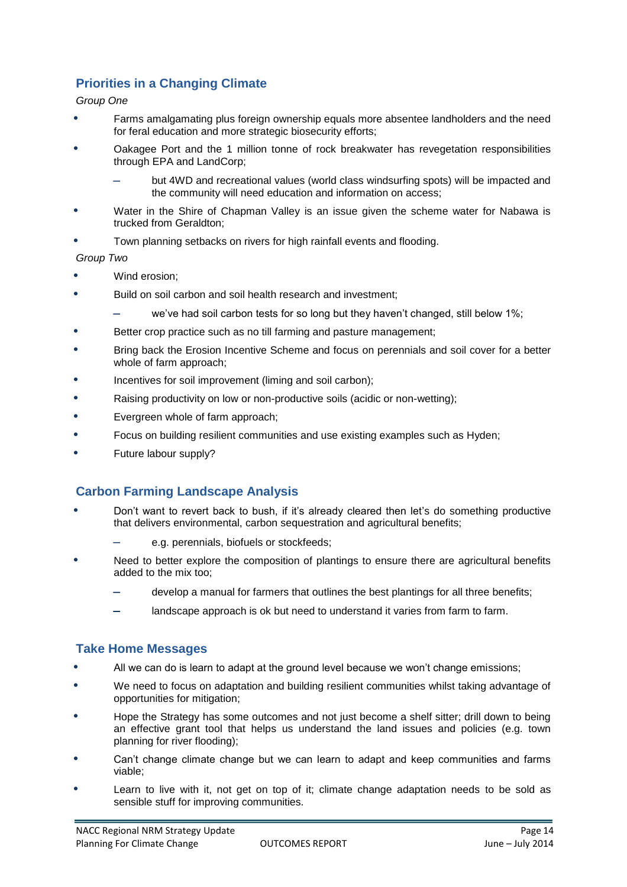## Priorities in a Changing Climate

*Group One*

- Farms amalgamating plus foreign ownership equals more absentee landholders and the need for feral education and more strategic biosecurity efforts;
- Oakagee Port and the 1 million tonne of rock breakwater has revegetation responsibilities through EPA and LandCorp;
  - but 4WD and recreational values (world class windsurfing spots) will be impacted and the community will need education and information on access;
- Water in the Shire of Chapman Valley is an issue given the scheme water for Nabawa is trucked from Geraldton;
- Town planning setbacks on rivers for high rainfall events and flooding.

*Group Two*

- Wind erosion;
- Build on soil carbon and soil health research and investment;
  - we've had soil carbon tests for so long but they haven't changed, still below 1%;
- Better crop practice such as no till farming and pasture management;
- Bring back the Erosion Incentive Scheme and focus on perennials and soil cover for a better whole of farm approach;
- Incentives for soil improvement (liming and soil carbon);
- Raising productivity on low or non-productive soils (acidic or non-wetting);
- Evergreen whole of farm approach;
- Focus on building resilient communities and use existing examples such as Hyden;
- Future labour supply?

## Carbon Farming Landscape Analysis

- Don't want to revert back to bush, if it's already cleared then let's do something productive that delivers environmental, carbon sequestration and agricultural benefits;
  - e.g. perennials, biofuels or stockfeeds;
- Need to better explore the composition of plantings to ensure there are agricultural benefits added to the mix too;
  - develop a manual for farmers that outlines the best plantings for all three benefits;
  - landscape approach is ok but need to understand it varies from farm to farm.

## Take Home Messages

- All we can do is learn to adapt at the ground level because we won't change emissions;
- We need to focus on adaptation and building resilient communities whilst taking advantage of opportunities for mitigation;
- Hope the Strategy has some outcomes and not just become a shelf sitter; drill down to being an effective grant tool that helps us understand the land issues and policies (e.g. town planning for river flooding);
- Can't change climate change but we can learn to adapt and keep communities and farms viable;
- Learn to live with it, not get on top of it; climate change adaptation needs to be sold as sensible stuff for improving communities.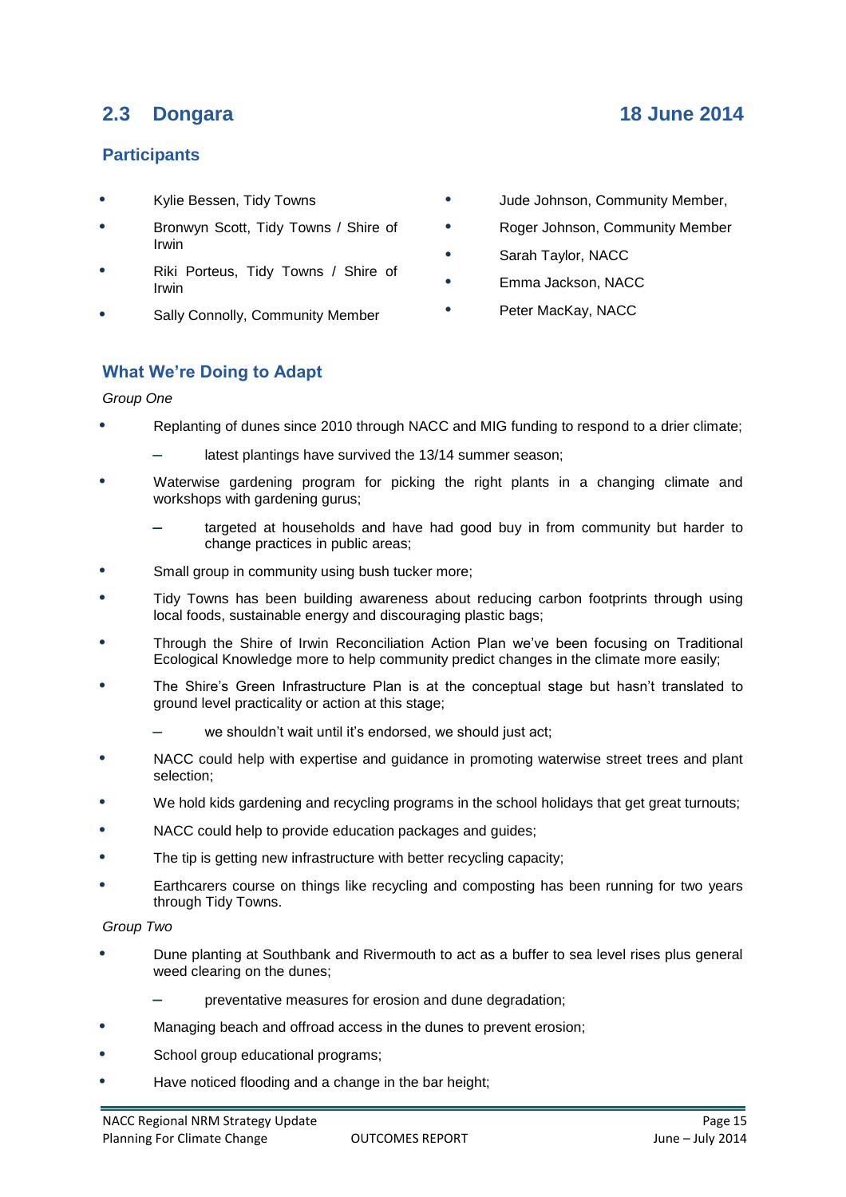## 2.3 Dongara 18 June 2014

### Participants

- Kylie Bessen, Tidy Towns
- Bronwyn Scott, Tidy Towns / Shire of Irwin
- Riki Porteus, Tidy Towns / Shire of Irwin
- Sally Connolly, Community Member
- Jude Johnson, Community Member,
- Roger Johnson, Community Member
- Sarah Taylor, NACC
- Emma Jackson, NACC
- Peter MacKay, NACC

### What We're Doing to Adapt

*Group One*

- Replanting of dunes since 2010 through NACC and MIG funding to respond to a drier climate;
  - latest plantings have survived the 13/14 summer season;
- Waterwise gardening program for picking the right plants in a changing climate and workshops with gardening gurus;
  - targeted at households and have had good buy in from community but harder to change practices in public areas;
- Small group in community using bush tucker more;
- Tidy Towns has been building awareness about reducing carbon footprints through using local foods, sustainable energy and discouraging plastic bags;
- Through the Shire of Irwin Reconciliation Action Plan we've been focusing on Traditional Ecological Knowledge more to help community predict changes in the climate more easily;
- The Shire's Green Infrastructure Plan is at the conceptual stage but hasn't translated to ground level practicality or action at this stage;
  - we shouldn't wait until it's endorsed, we should just act;
- NACC could help with expertise and guidance in promoting waterwise street trees and plant selection;
- We hold kids gardening and recycling programs in the school holidays that get great turnouts;
- NACC could help to provide education packages and guides;
- The tip is getting new infrastructure with better recycling capacity;
- Earthcarers course on things like recycling and composting has been running for two years through Tidy Towns.

*Group Two*

- Dune planting at Southbank and Rivermouth to act as a buffer to sea level rises plus general weed clearing on the dunes;
  - preventative measures for erosion and dune degradation;
- Managing beach and offroad access in the dunes to prevent erosion;
- School group educational programs;
- Have noticed flooding and a change in the bar height;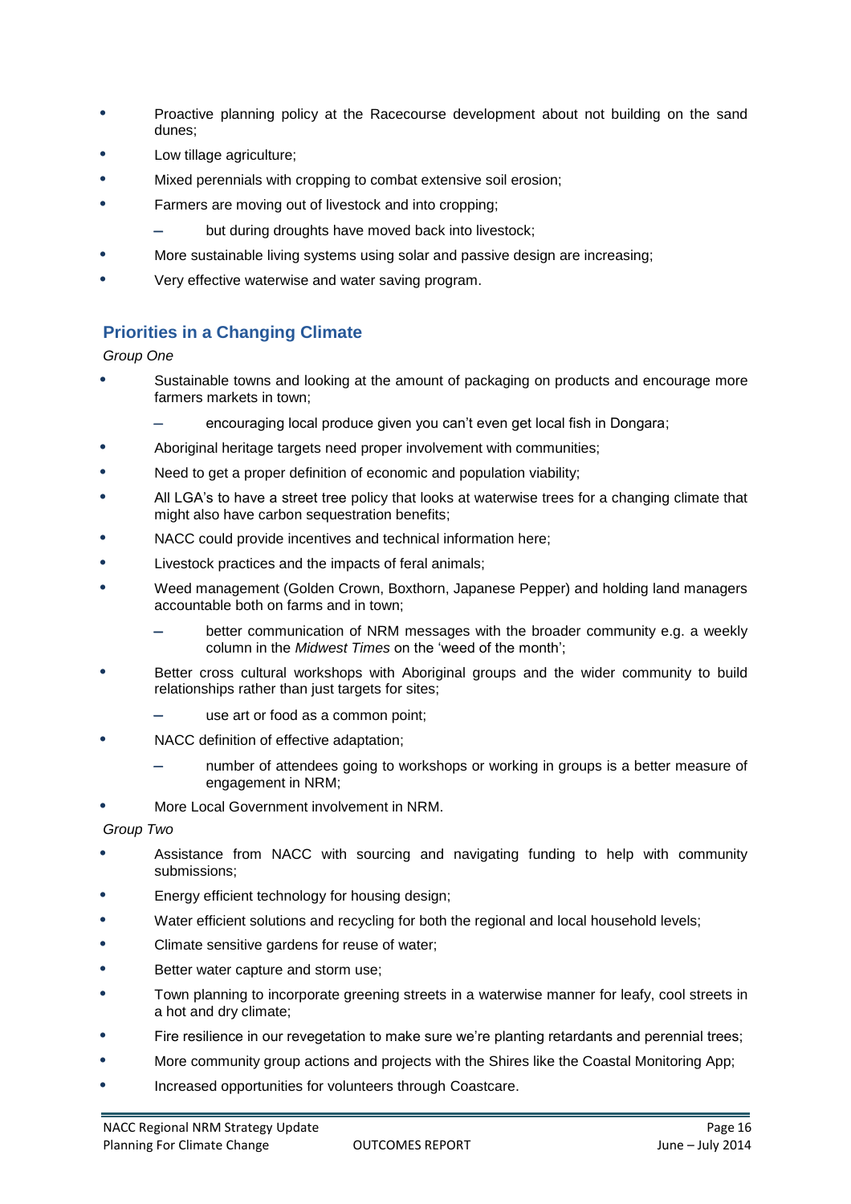- Proactive planning policy at the Racecourse development about not building on the sand dunes;
- Low tillage agriculture;
- Mixed perennials with cropping to combat extensive soil erosion;
- Farmers are moving out of livestock and into cropping;
  - but during droughts have moved back into livestock;
- More sustainable living systems using solar and passive design are increasing;
- Very effective waterwise and water saving program.

## Priorities in a Changing Climate

*Group One*

- Sustainable towns and looking at the amount of packaging on products and encourage more farmers markets in town;
  - encouraging local produce given you can't even get local fish in Dongara;
- Aboriginal heritage targets need proper involvement with communities;
- Need to get a proper definition of economic and population viability;
- All LGA's to have a street tree policy that looks at waterwise trees for a changing climate that might also have carbon sequestration benefits;
- NACC could provide incentives and technical information here;
- Livestock practices and the impacts of feral animals;
- Weed management (Golden Crown, Boxthorn, Japanese Pepper) and holding land managers accountable both on farms and in town;
  - better communication of NRM messages with the broader community e.g. a weekly column in the *Midwest Times* on the 'weed of the month';
- Better cross cultural workshops with Aboriginal groups and the wider community to build relationships rather than just targets for sites;
  - use art or food as a common point;
- NACC definition of effective adaptation;
  - number of attendees going to workshops or working in groups is a better measure of engagement in NRM;
- More Local Government involvement in NRM.

*Group Two*

- Assistance from NACC with sourcing and navigating funding to help with community submissions;
- Energy efficient technology for housing design;
- Water efficient solutions and recycling for both the regional and local household levels;
- Climate sensitive gardens for reuse of water;
- Better water capture and storm use;
- Town planning to incorporate greening streets in a waterwise manner for leafy, cool streets in a hot and dry climate;
- Fire resilience in our revegetation to make sure we're planting retardants and perennial trees;
- More community group actions and projects with the Shires like the Coastal Monitoring App;
- Increased opportunities for volunteers through Coastcare.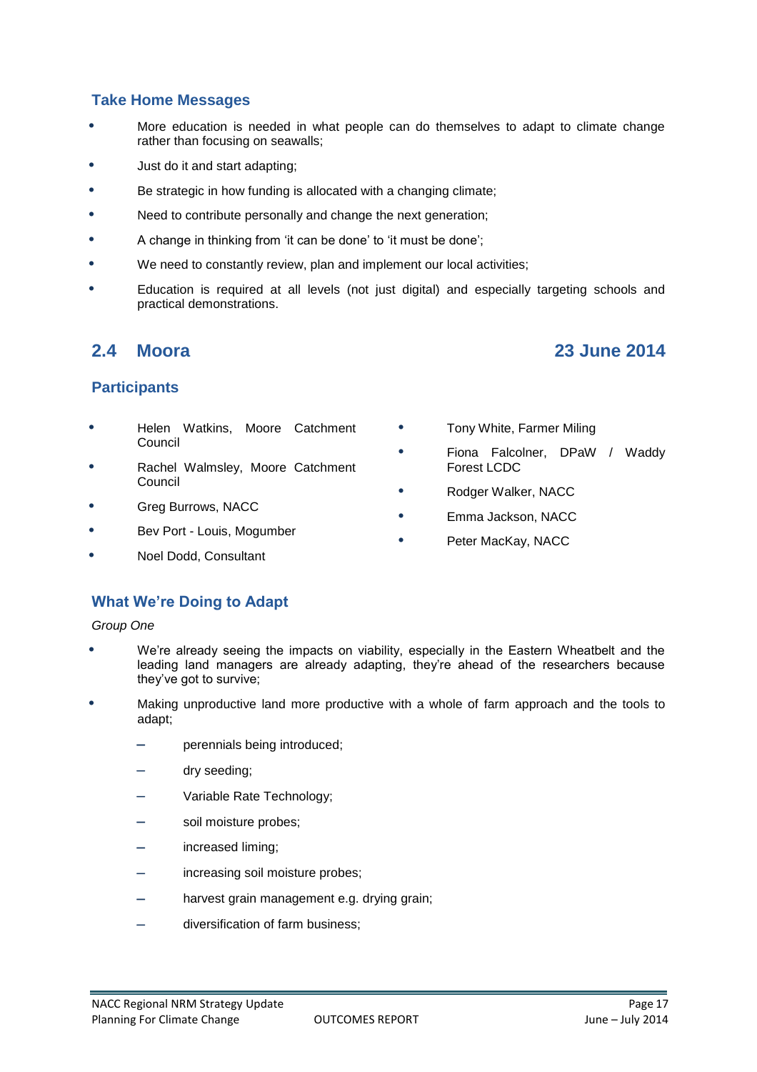### Take Home Messages

- More education is needed in what people can do themselves to adapt to climate change rather than focusing on seawalls;
- Just do it and start adapting;
- Be strategic in how funding is allocated with a changing climate;
- Need to contribute personally and change the next generation;
- A change in thinking from 'it can be done' to 'it must be done';
- We need to constantly review, plan and implement our local activities;
- Education is required at all levels (not just digital) and especially targeting schools and practical demonstrations.

## 2.4 Moora — 23 June 2014

### Participants

- Helen Watkins, Moore Catchment Council
- Rachel Walmsley, Moore Catchment Council
- Greg Burrows, NACC
- Bev Port - Louis, Mogumber
- Noel Dodd, Consultant
- Tony White, Farmer Miling
- Fiona Falcolner, DPaW / Waddy Forest LCDC
- Rodger Walker, NACC
- Emma Jackson, NACC
- Peter MacKay, NACC

### What We're Doing to Adapt

*Group One*

- We're already seeing the impacts on viability, especially in the Eastern Wheatbelt and the leading land managers are already adapting, they're ahead of the researchers because they've got to survive;
- Making unproductive land more productive with a whole of farm approach and the tools to adapt;
  - perennials being introduced;
  - dry seeding;
  - Variable Rate Technology;
  - soil moisture probes;
  - increased liming;
  - increasing soil moisture probes;
  - harvest grain management e.g. drying grain;
  - diversification of farm business;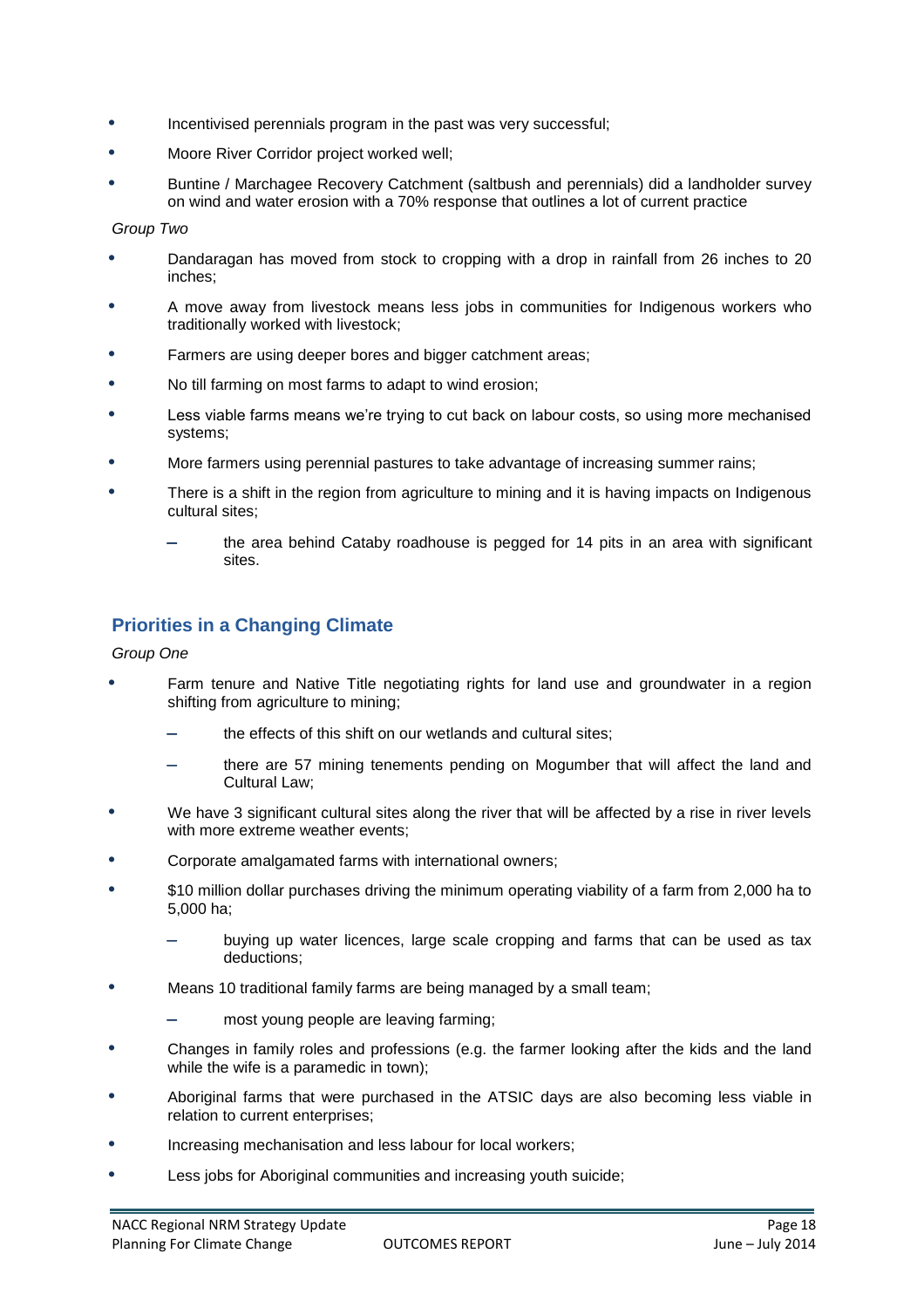- Incentivised perennials program in the past was very successful;
- Moore River Corridor project worked well;
- Buntine / Marchagee Recovery Catchment (saltbush and perennials) did a landholder survey on wind and water erosion with a 70% response that outlines a lot of current practice

*Group Two*

- Dandaragan has moved from stock to cropping with a drop in rainfall from 26 inches to 20 inches;
- A move away from livestock means less jobs in communities for Indigenous workers who traditionally worked with livestock;
- Farmers are using deeper bores and bigger catchment areas;
- No till farming on most farms to adapt to wind erosion;
- Less viable farms means we're trying to cut back on labour costs, so using more mechanised systems;
- More farmers using perennial pastures to take advantage of increasing summer rains;
- There is a shift in the region from agriculture to mining and it is having impacts on Indigenous cultural sites;
  - the area behind Cataby roadhouse is pegged for 14 pits in an area with significant sites.

## Priorities in a Changing Climate

*Group One*

- Farm tenure and Native Title negotiating rights for land use and groundwater in a region shifting from agriculture to mining;
  - the effects of this shift on our wetlands and cultural sites;
  - there are 57 mining tenements pending on Mogumber that will affect the land and Cultural Law;
- We have 3 significant cultural sites along the river that will be affected by a rise in river levels with more extreme weather events;
- Corporate amalgamated farms with international owners;
- $10 million dollar purchases driving the minimum operating viability of a farm from 2,000 ha to 5,000 ha;
  - buying up water licences, large scale cropping and farms that can be used as tax deductions;
- Means 10 traditional family farms are being managed by a small team;
  - most young people are leaving farming;
- Changes in family roles and professions (e.g. the farmer looking after the kids and the land while the wife is a paramedic in town);
- Aboriginal farms that were purchased in the ATSIC days are also becoming less viable in relation to current enterprises;
- Increasing mechanisation and less labour for local workers;
- Less jobs for Aboriginal communities and increasing youth suicide;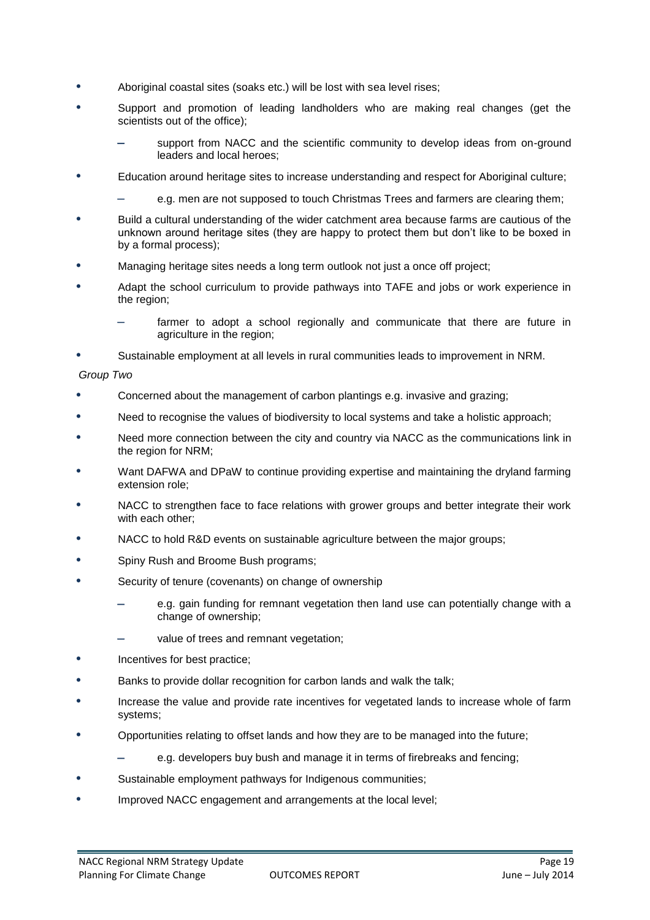- Aboriginal coastal sites (soaks etc.) will be lost with sea level rises;
- Support and promotion of leading landholders who are making real changes (get the scientists out of the office);
  - support from NACC and the scientific community to develop ideas from on-ground leaders and local heroes;
- Education around heritage sites to increase understanding and respect for Aboriginal culture;
  - e.g. men are not supposed to touch Christmas Trees and farmers are clearing them;
- Build a cultural understanding of the wider catchment area because farms are cautious of the unknown around heritage sites (they are happy to protect them but don't like to be boxed in by a formal process);
- Managing heritage sites needs a long term outlook not just a once off project;
- Adapt the school curriculum to provide pathways into TAFE and jobs or work experience in the region;
  - farmer to adopt a school regionally and communicate that there are future in agriculture in the region;
- Sustainable employment at all levels in rural communities leads to improvement in NRM.

*Group Two*

- Concerned about the management of carbon plantings e.g. invasive and grazing;
- Need to recognise the values of biodiversity to local systems and take a holistic approach;
- Need more connection between the city and country via NACC as the communications link in the region for NRM;
- Want DAFWA and DPaW to continue providing expertise and maintaining the dryland farming extension role;
- NACC to strengthen face to face relations with grower groups and better integrate their work with each other;
- NACC to hold R&D events on sustainable agriculture between the major groups;
- Spiny Rush and Broome Bush programs;
- Security of tenure (covenants) on change of ownership
  - e.g. gain funding for remnant vegetation then land use can potentially change with a change of ownership;
  - value of trees and remnant vegetation;
- Incentives for best practice;
- Banks to provide dollar recognition for carbon lands and walk the talk;
- Increase the value and provide rate incentives for vegetated lands to increase whole of farm systems;
- Opportunities relating to offset lands and how they are to be managed into the future;
  - e.g. developers buy bush and manage it in terms of firebreaks and fencing;
- Sustainable employment pathways for Indigenous communities;
- Improved NACC engagement and arrangements at the local level;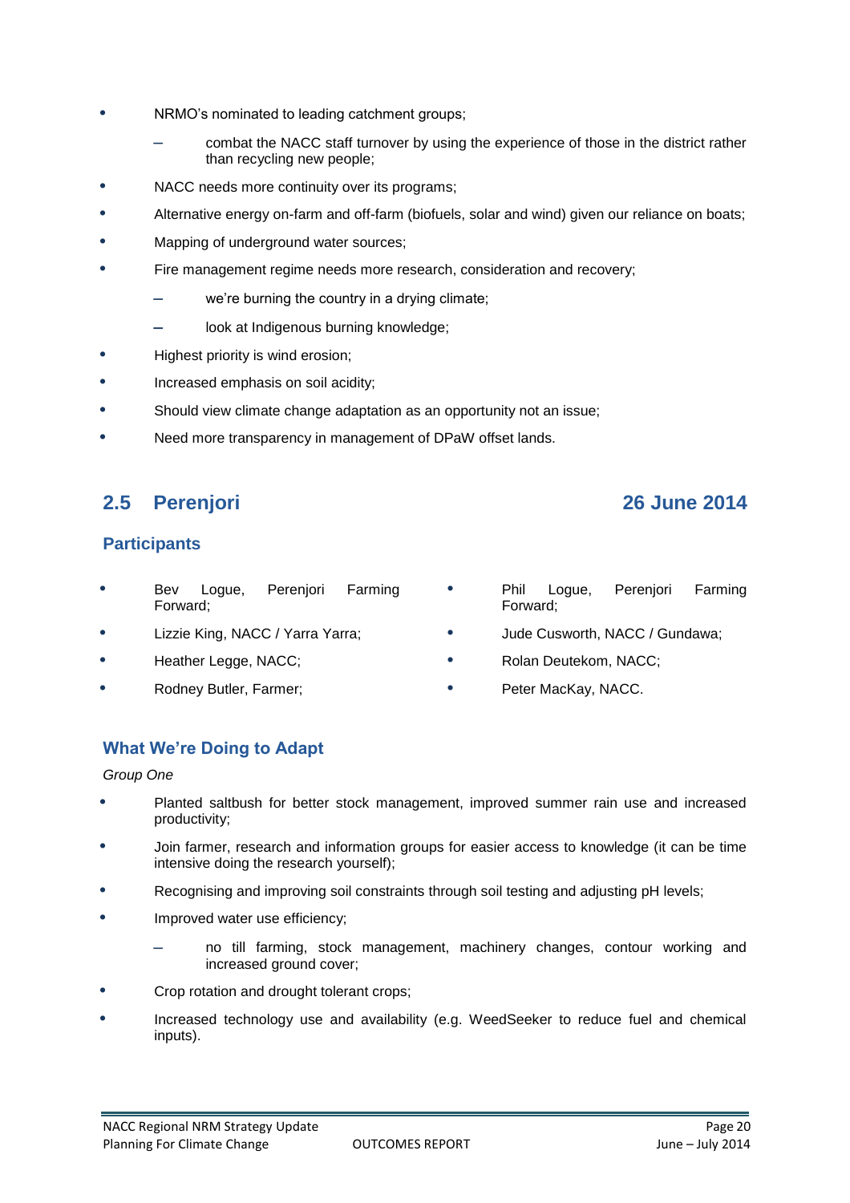- NRMO's nominated to leading catchment groups;
  - combat the NACC staff turnover by using the experience of those in the district rather than recycling new people;
- NACC needs more continuity over its programs;
- Alternative energy on-farm and off-farm (biofuels, solar and wind) given our reliance on boats;
- Mapping of underground water sources;
- Fire management regime needs more research, consideration and recovery;
  - we're burning the country in a drying climate;
  - look at Indigenous burning knowledge;
- Highest priority is wind erosion;
- Increased emphasis on soil acidity;
- Should view climate change adaptation as an opportunity not an issue;
- Need more transparency in management of DPaW offset lands.

## 2.5 Perenjori — 26 June 2014

### Participants

- Bev Logue, Perenjori Farming Forward;
- Lizzie King, NACC / Yarra Yarra;
- Heather Legge, NACC;
- Rodney Butler, Farmer;
- Phil Logue, Perenjori Farming Forward;
- Jude Cusworth, NACC / Gundawa;
- Rolan Deutekom, NACC;
- Peter MacKay, NACC.

### What We're Doing to Adapt

*Group One*

- Planted saltbush for better stock management, improved summer rain use and increased productivity;
- Join farmer, research and information groups for easier access to knowledge (it can be time intensive doing the research yourself);
- Recognising and improving soil constraints through soil testing and adjusting pH levels;
- Improved water use efficiency;
  - no till farming, stock management, machinery changes, contour working and increased ground cover;
- Crop rotation and drought tolerant crops;
- Increased technology use and availability (e.g. WeedSeeker to reduce fuel and chemical inputs).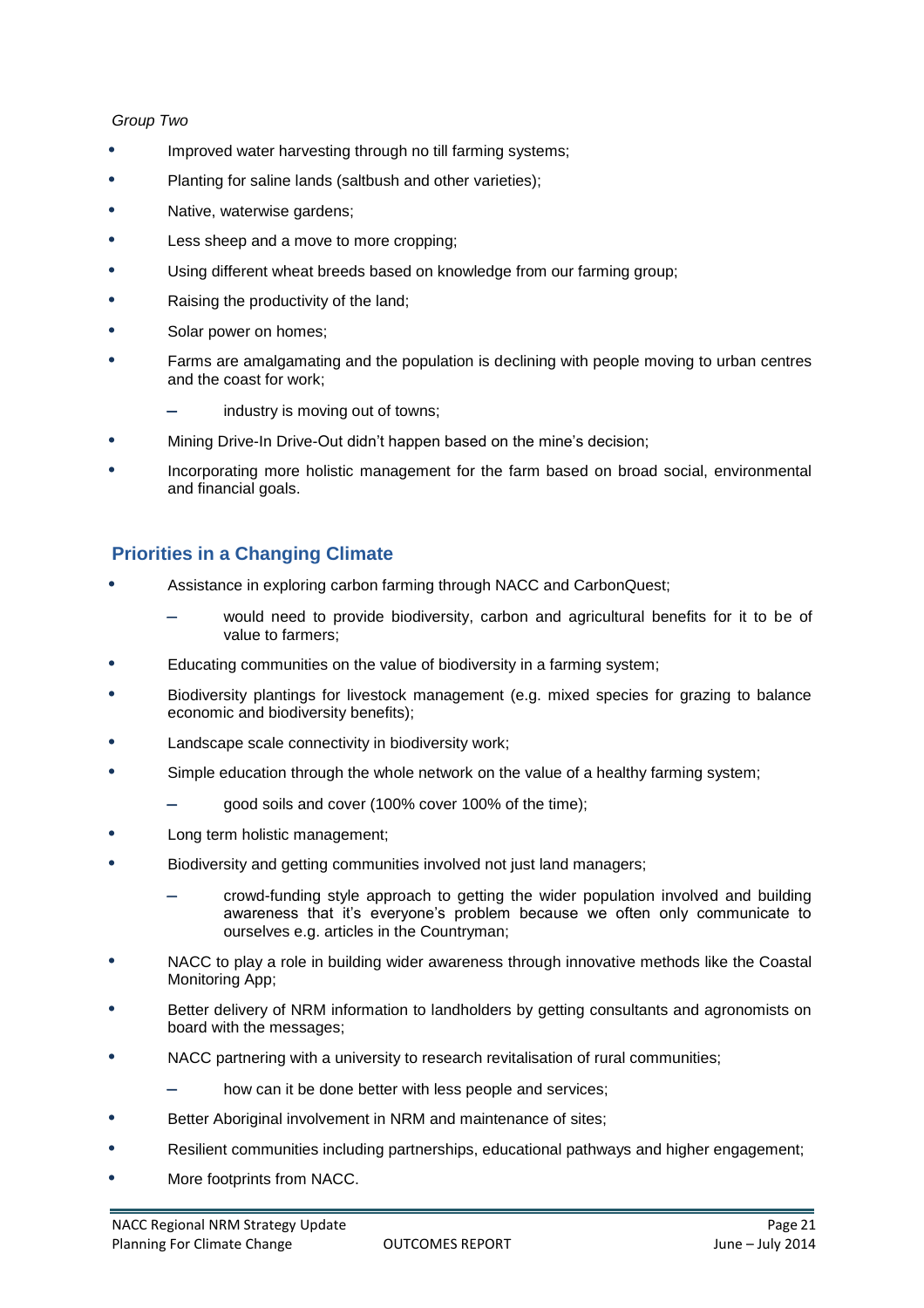*Group Two*

- Improved water harvesting through no till farming systems;
- Planting for saline lands (saltbush and other varieties);
- Native, waterwise gardens;
- Less sheep and a move to more cropping;
- Using different wheat breeds based on knowledge from our farming group;
- Raising the productivity of the land;
- Solar power on homes;
- Farms are amalgamating and the population is declining with people moving to urban centres and the coast for work;
  - industry is moving out of towns;
- Mining Drive-In Drive-Out didn't happen based on the mine's decision;
- Incorporating more holistic management for the farm based on broad social, environmental and financial goals.

## Priorities in a Changing Climate

- Assistance in exploring carbon farming through NACC and CarbonQuest;
  - would need to provide biodiversity, carbon and agricultural benefits for it to be of value to farmers;
- Educating communities on the value of biodiversity in a farming system;
- Biodiversity plantings for livestock management (e.g. mixed species for grazing to balance economic and biodiversity benefits);
- Landscape scale connectivity in biodiversity work;
- Simple education through the whole network on the value of a healthy farming system;
  - good soils and cover (100% cover 100% of the time);
- Long term holistic management;
- Biodiversity and getting communities involved not just land managers;
  - crowd-funding style approach to getting the wider population involved and building awareness that it's everyone's problem because we often only communicate to ourselves e.g. articles in the Countryman;
- NACC to play a role in building wider awareness through innovative methods like the Coastal Monitoring App;
- Better delivery of NRM information to landholders by getting consultants and agronomists on board with the messages;
- NACC partnering with a university to research revitalisation of rural communities;
  - how can it be done better with less people and services;
- Better Aboriginal involvement in NRM and maintenance of sites;
- Resilient communities including partnerships, educational pathways and higher engagement;
- More footprints from NACC.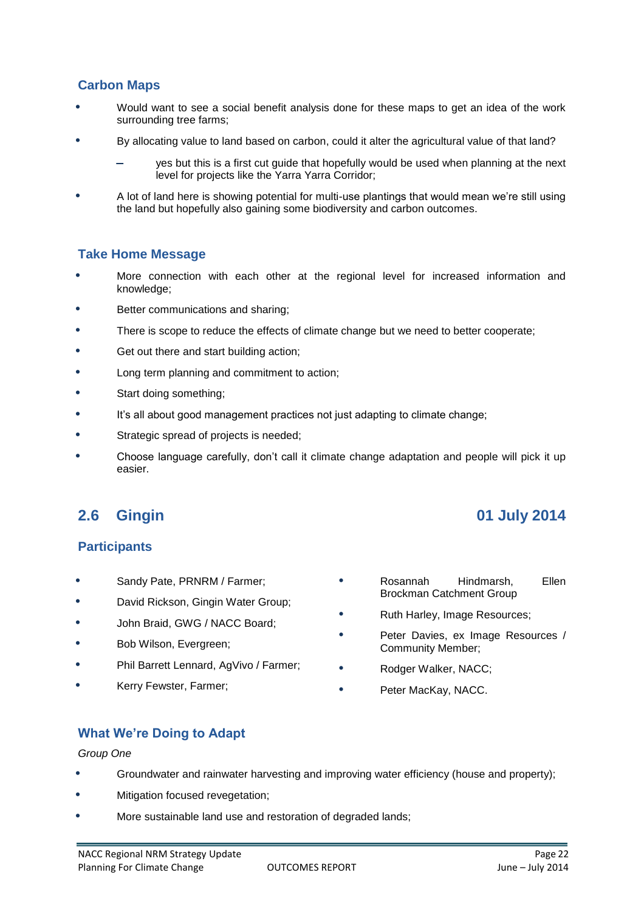### Carbon Maps

- Would want to see a social benefit analysis done for these maps to get an idea of the work surrounding tree farms;
- By allocating value to land based on carbon, could it alter the agricultural value of that land?
  - yes but this is a first cut guide that hopefully would be used when planning at the next level for projects like the Yarra Yarra Corridor;
- A lot of land here is showing potential for multi-use plantings that would mean we're still using the land but hopefully also gaining some biodiversity and carbon outcomes.

### Take Home Message

- More connection with each other at the regional level for increased information and knowledge;
- Better communications and sharing;
- There is scope to reduce the effects of climate change but we need to better cooperate;
- Get out there and start building action;
- Long term planning and commitment to action;
- Start doing something;
- It's all about good management practices not just adapting to climate change;
- Strategic spread of projects is needed;
- Choose language carefully, don't call it climate change adaptation and people will pick it up easier.

## 2.6 Gingin — 01 July 2014

### Participants

- Sandy Pate, PRNRM / Farmer;
- David Rickson, Gingin Water Group;
- John Braid, GWG / NACC Board;
- Bob Wilson, Evergreen;
- Phil Barrett Lennard, AgVivo / Farmer;
- Kerry Fewster, Farmer;
- Rosannah Hindmarsh, Ellen Brockman Catchment Group
- Ruth Harley, Image Resources;
- Peter Davies, ex Image Resources / Community Member;
- Rodger Walker, NACC;
- Peter MacKay, NACC.

### What We're Doing to Adapt

*Group One*

- Groundwater and rainwater harvesting and improving water efficiency (house and property);
- Mitigation focused revegetation;
- More sustainable land use and restoration of degraded lands;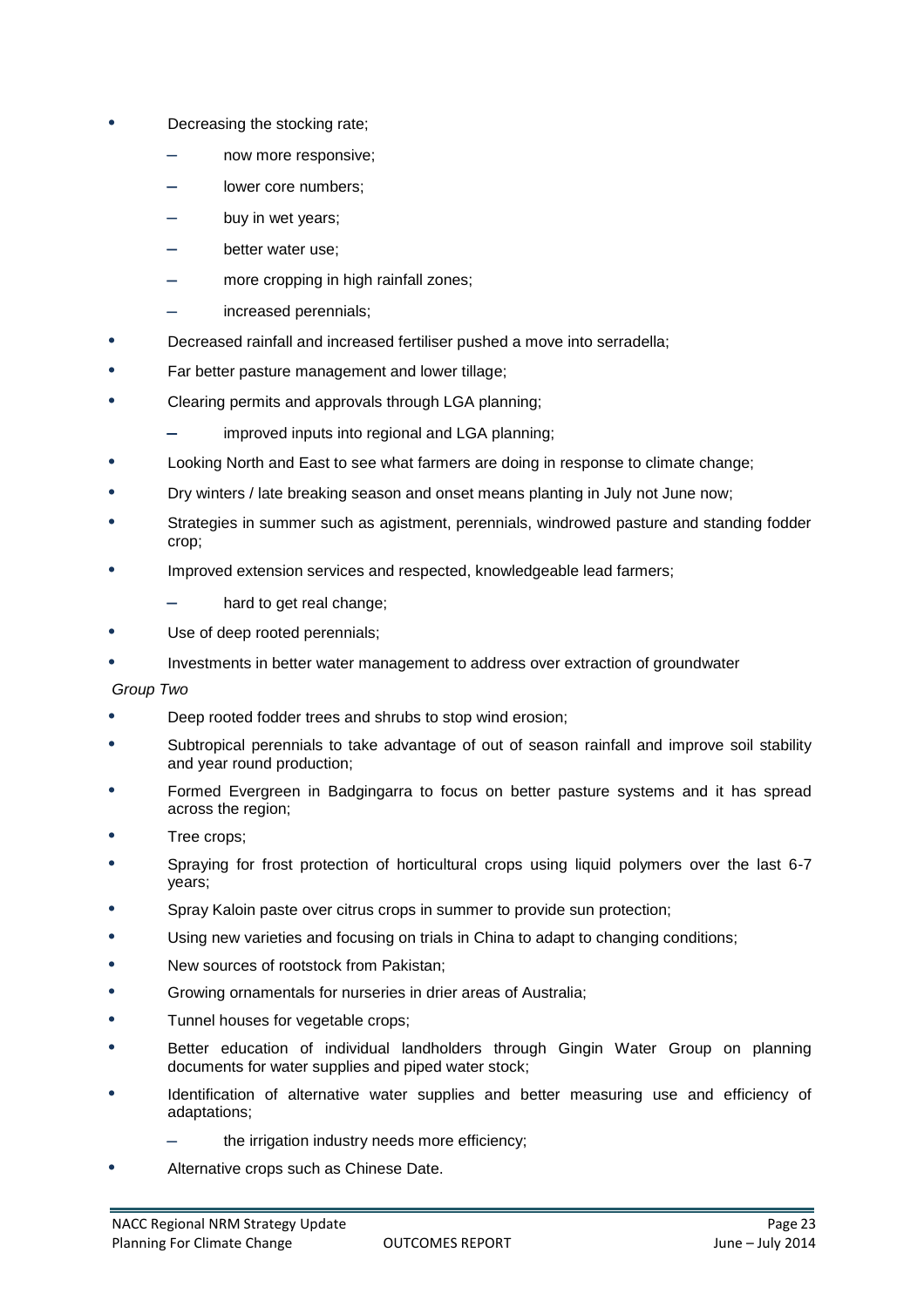- Decreasing the stocking rate;
  - now more responsive;
  - lower core numbers;
  - buy in wet years;
  - better water use;
  - more cropping in high rainfall zones;
  - increased perennials;
- Decreased rainfall and increased fertiliser pushed a move into serradella;
- Far better pasture management and lower tillage;
- Clearing permits and approvals through LGA planning;
  - improved inputs into regional and LGA planning;
- Looking North and East to see what farmers are doing in response to climate change;
- Dry winters / late breaking season and onset means planting in July not June now;
- Strategies in summer such as agistment, perennials, windrowed pasture and standing fodder crop;
- Improved extension services and respected, knowledgeable lead farmers;
  - hard to get real change;
- Use of deep rooted perennials;
- Investments in better water management to address over extraction of groundwater

*Group Two*

- Deep rooted fodder trees and shrubs to stop wind erosion;
- Subtropical perennials to take advantage of out of season rainfall and improve soil stability and year round production;
- Formed Evergreen in Badgingarra to focus on better pasture systems and it has spread across the region;
- Tree crops;
- Spraying for frost protection of horticultural crops using liquid polymers over the last 6-7 years;
- Spray Kaloin paste over citrus crops in summer to provide sun protection;
- Using new varieties and focusing on trials in China to adapt to changing conditions;
- New sources of rootstock from Pakistan;
- Growing ornamentals for nurseries in drier areas of Australia;
- Tunnel houses for vegetable crops;
- Better education of individual landholders through Gingin Water Group on planning documents for water supplies and piped water stock;
- Identification of alternative water supplies and better measuring use and efficiency of adaptations;
  - the irrigation industry needs more efficiency;
- Alternative crops such as Chinese Date.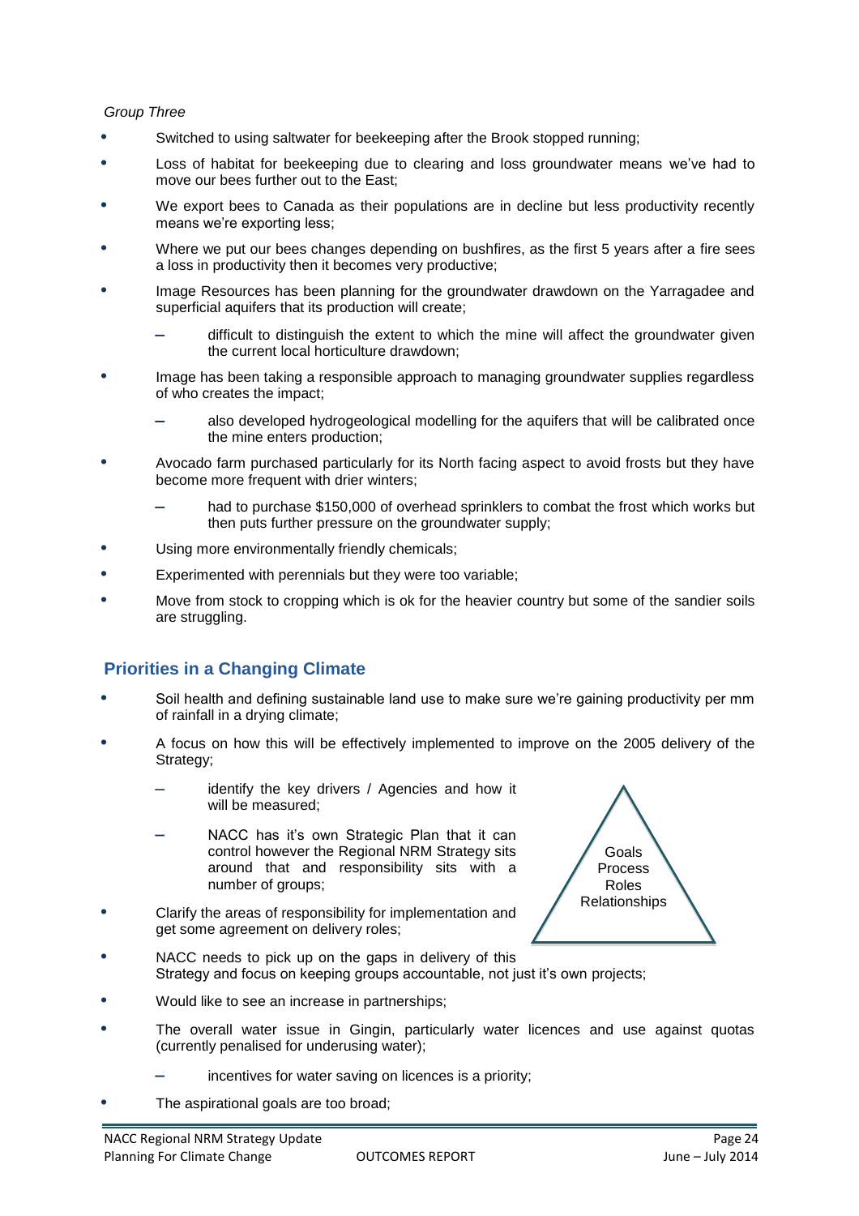*Group Three*

- Switched to using saltwater for beekeeping after the Brook stopped running;
- Loss of habitat for beekeeping due to clearing and loss groundwater means we've had to move our bees further out to the East;
- We export bees to Canada as their populations are in decline but less productivity recently means we're exporting less;
- Where we put our bees changes depending on bushfires, as the first 5 years after a fire sees a loss in productivity then it becomes very productive;
- Image Resources has been planning for the groundwater drawdown on the Yarragadee and superficial aquifers that its production will create;
  - difficult to distinguish the extent to which the mine will affect the groundwater given the current local horticulture drawdown;
- Image has been taking a responsible approach to managing groundwater supplies regardless of who creates the impact;
  - also developed hydrogeological modelling for the aquifers that will be calibrated once the mine enters production;
- Avocado farm purchased particularly for its North facing aspect to avoid frosts but they have become more frequent with drier winters;
  - had to purchase $150,000 of overhead sprinklers to combat the frost which works but then puts further pressure on the groundwater supply;
- Using more environmentally friendly chemicals;
- Experimented with perennials but they were too variable;
- Move from stock to cropping which is ok for the heavier country but some of the sandier soils are struggling.

## Priorities in a Changing Climate

- Soil health and defining sustainable land use to make sure we're gaining productivity per mm of rainfall in a drying climate;
- A focus on how this will be effectively implemented to improve on the 2005 delivery of the Strategy;
  - identify the key drivers / Agencies and how it will be measured;
  - NACC has it's own Strategic Plan that it can control however the Regional NRM Strategy sits around that and responsibility sits with a number of groups;
- Clarify the areas of responsibility for implementation and get some agreement on delivery roles;

Goals
Process
Roles
Relationships

- NACC needs to pick up on the gaps in delivery of this Strategy and focus on keeping groups accountable, not just it's own projects;
- Would like to see an increase in partnerships;
- The overall water issue in Gingin, particularly water licences and use against quotas (currently penalised for underusing water);
  - incentives for water saving on licences is a priority;
- The aspirational goals are too broad;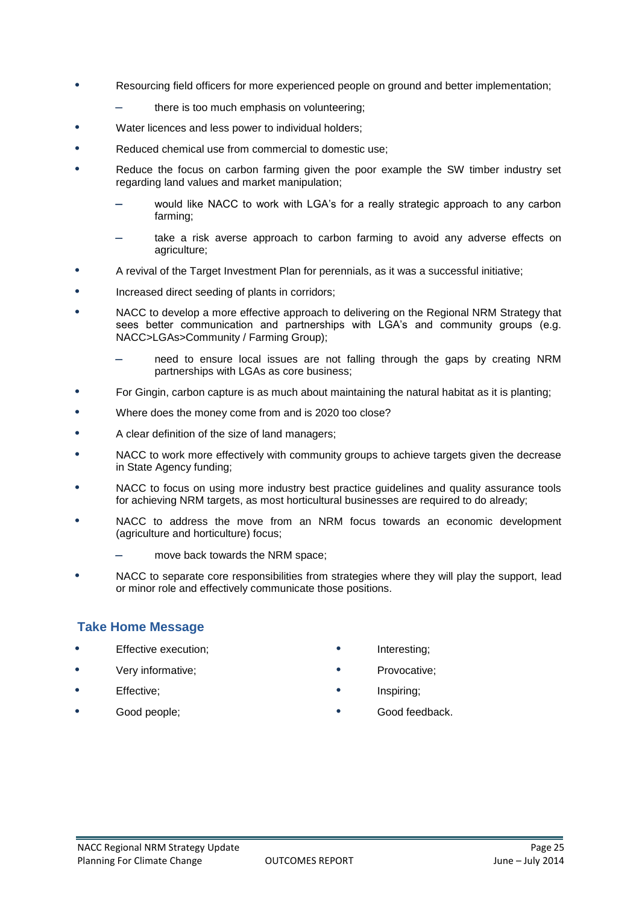- Resourcing field officers for more experienced people on ground and better implementation;
  - there is too much emphasis on volunteering;
- Water licences and less power to individual holders;
- Reduced chemical use from commercial to domestic use;
- Reduce the focus on carbon farming given the poor example the SW timber industry set regarding land values and market manipulation;
  - would like NACC to work with LGA's for a really strategic approach to any carbon farming;
  - take a risk averse approach to carbon farming to avoid any adverse effects on agriculture;
- A revival of the Target Investment Plan for perennials, as it was a successful initiative;
- Increased direct seeding of plants in corridors;
- NACC to develop a more effective approach to delivering on the Regional NRM Strategy that sees better communication and partnerships with LGA's and community groups (e.g. NACC>LGAs>Community / Farming Group);
  - need to ensure local issues are not falling through the gaps by creating NRM partnerships with LGAs as core business;
- For Gingin, carbon capture is as much about maintaining the natural habitat as it is planting;
- Where does the money come from and is 2020 too close?
- A clear definition of the size of land managers;
- NACC to work more effectively with community groups to achieve targets given the decrease in State Agency funding;
- NACC to focus on using more industry best practice guidelines and quality assurance tools for achieving NRM targets, as most horticultural businesses are required to do already;
- NACC to address the move from an NRM focus towards an economic development (agriculture and horticulture) focus;
  - move back towards the NRM space;
- NACC to separate core responsibilities from strategies where they will play the support, lead or minor role and effectively communicate those positions.

## Take Home Message

- Effective execution;
- Very informative;
- Effective;
- Good people;
- Interesting;
- Provocative;
- Inspiring;
- Good feedback.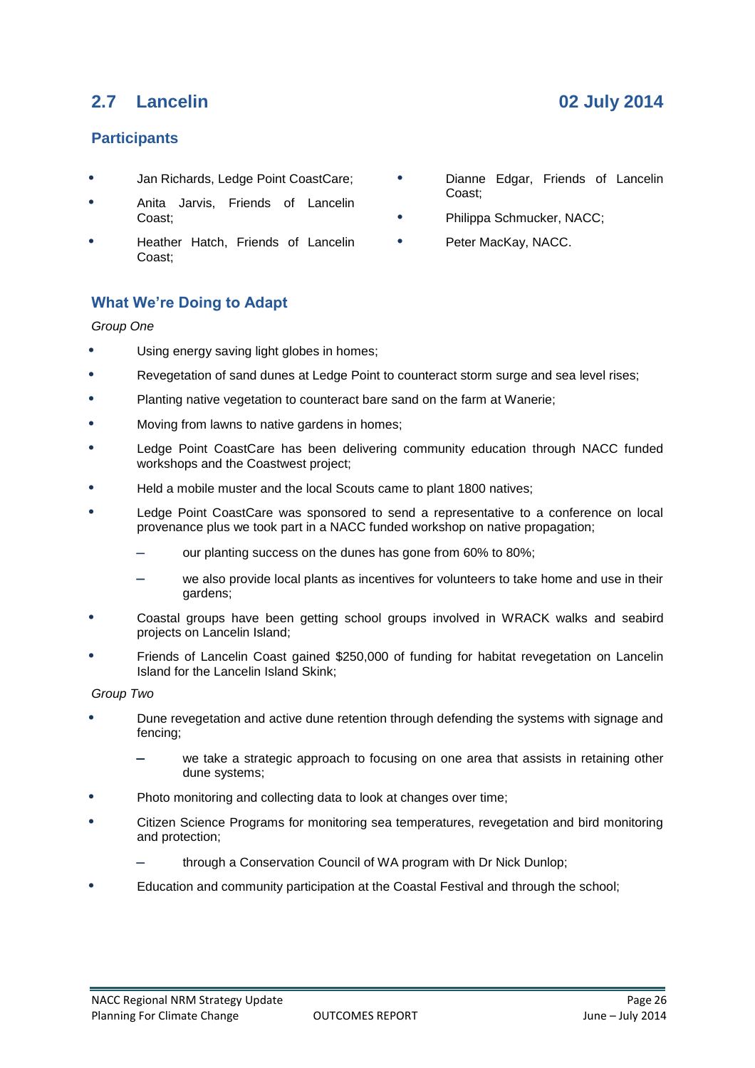## 2.7 Lancelin

**02 July 2014**

### Participants

- Jan Richards, Ledge Point CoastCare;
- Anita Jarvis, Friends of Lancelin Coast;
- Heather Hatch, Friends of Lancelin Coast;
- Dianne Edgar, Friends of Lancelin Coast;
- Philippa Schmucker, NACC;
- Peter MacKay, NACC.

### What We're Doing to Adapt

*Group One*

- Using energy saving light globes in homes;
- Revegetation of sand dunes at Ledge Point to counteract storm surge and sea level rises;
- Planting native vegetation to counteract bare sand on the farm at Wanerie;
- Moving from lawns to native gardens in homes;
- Ledge Point CoastCare has been delivering community education through NACC funded workshops and the Coastwest project;
- Held a mobile muster and the local Scouts came to plant 1800 natives;
- Ledge Point CoastCare was sponsored to send a representative to a conference on local provenance plus we took part in a NACC funded workshop on native propagation;
  - our planting success on the dunes has gone from 60% to 80%;
  - we also provide local plants as incentives for volunteers to take home and use in their gardens;
- Coastal groups have been getting school groups involved in WRACK walks and seabird projects on Lancelin Island;
- Friends of Lancelin Coast gained $250,000 of funding for habitat revegetation on Lancelin Island for the Lancelin Island Skink;

*Group Two*

- Dune revegetation and active dune retention through defending the systems with signage and fencing;
  - we take a strategic approach to focusing on one area that assists in retaining other dune systems;
- Photo monitoring and collecting data to look at changes over time;
- Citizen Science Programs for monitoring sea temperatures, revegetation and bird monitoring and protection;
  - through a Conservation Council of WA program with Dr Nick Dunlop;
- Education and community participation at the Coastal Festival and through the school;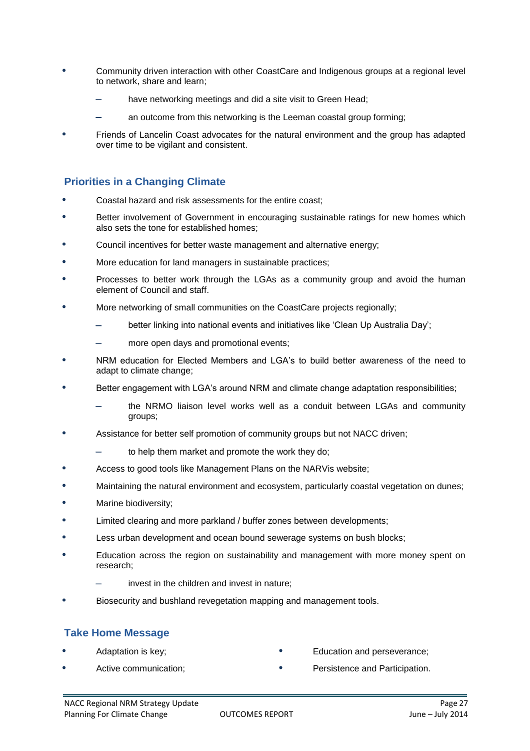- Community driven interaction with other CoastCare and Indigenous groups at a regional level to network, share and learn;
  - have networking meetings and did a site visit to Green Head;
  - an outcome from this networking is the Leeman coastal group forming;
- Friends of Lancelin Coast advocates for the natural environment and the group has adapted over time to be vigilant and consistent.

## Priorities in a Changing Climate

- Coastal hazard and risk assessments for the entire coast;
- Better involvement of Government in encouraging sustainable ratings for new homes which also sets the tone for established homes;
- Council incentives for better waste management and alternative energy;
- More education for land managers in sustainable practices;
- Processes to better work through the LGAs as a community group and avoid the human element of Council and staff.
- More networking of small communities on the CoastCare projects regionally;
  - better linking into national events and initiatives like 'Clean Up Australia Day';
  - more open days and promotional events;
- NRM education for Elected Members and LGA's to build better awareness of the need to adapt to climate change;
- Better engagement with LGA's around NRM and climate change adaptation responsibilities;
  - the NRMO liaison level works well as a conduit between LGAs and community groups;
- Assistance for better self promotion of community groups but not NACC driven;
  - to help them market and promote the work they do;
- Access to good tools like Management Plans on the NARVis website;
- Maintaining the natural environment and ecosystem, particularly coastal vegetation on dunes;
- Marine biodiversity;
- Limited clearing and more parkland / buffer zones between developments;
- Less urban development and ocean bound sewerage systems on bush blocks;
- Education across the region on sustainability and management with more money spent on research;
  - invest in the children and invest in nature;
- Biosecurity and bushland revegetation mapping and management tools.

## Take Home Message

- Adaptation is key;
- Active communication;
- Education and perseverance;
- Persistence and Participation.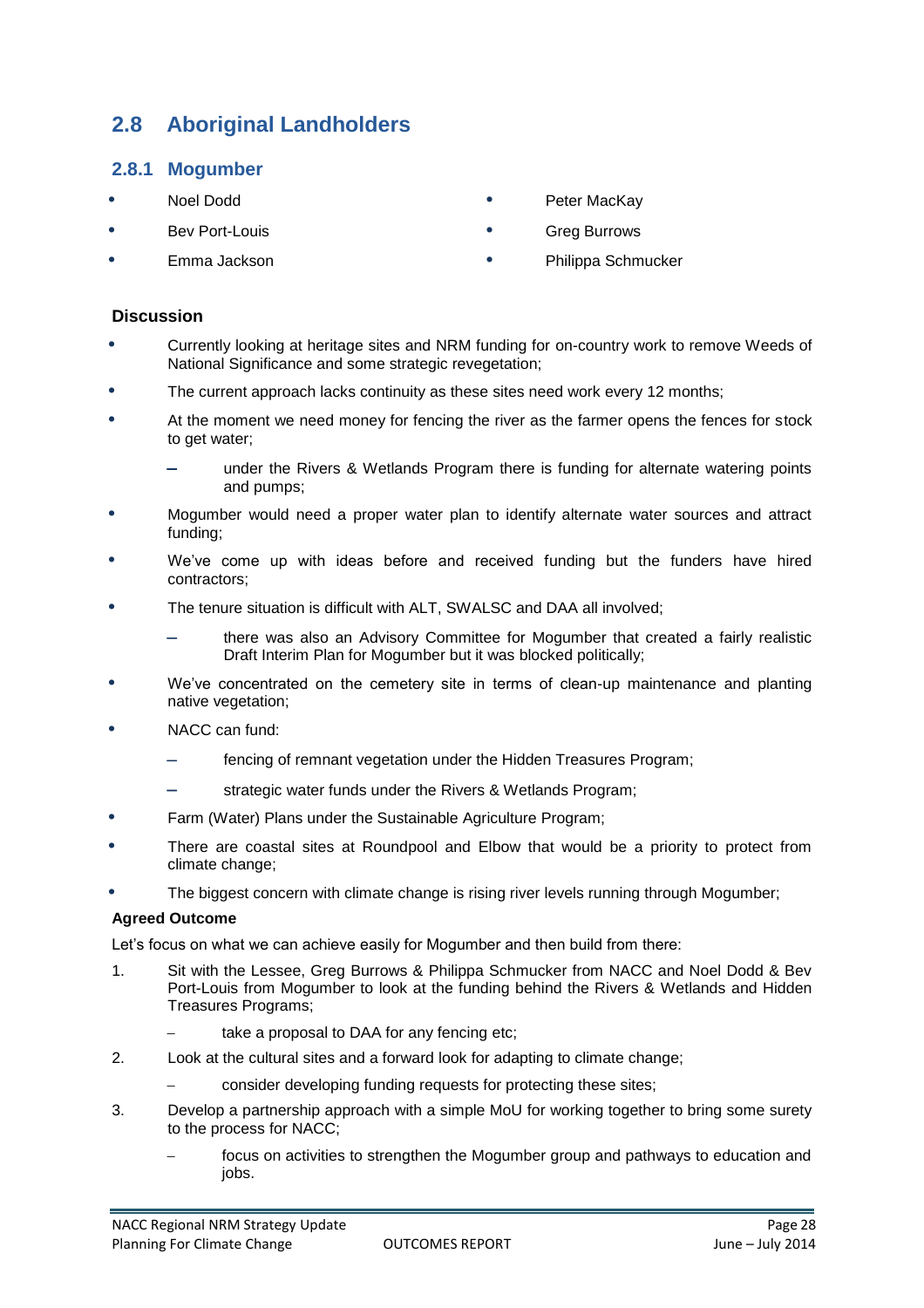## 2.8 Aboriginal Landholders

### 2.8.1 Mogumber

- Noel Dodd
- Bev Port-Louis
- Emma Jackson
- Peter MacKay
- Greg Burrows
- Philippa Schmucker

#### Discussion

- Currently looking at heritage sites and NRM funding for on-country work to remove Weeds of National Significance and some strategic revegetation;
- The current approach lacks continuity as these sites need work every 12 months;
- At the moment we need money for fencing the river as the farmer opens the fences for stock to get water;
  - under the Rivers & Wetlands Program there is funding for alternate watering points and pumps;
- Mogumber would need a proper water plan to identify alternate water sources and attract funding;
- We've come up with ideas before and received funding but the funders have hired contractors;
- The tenure situation is difficult with ALT, SWALSC and DAA all involved;
  - there was also an Advisory Committee for Mogumber that created a fairly realistic Draft Interim Plan for Mogumber but it was blocked politically;
- We've concentrated on the cemetery site in terms of clean-up maintenance and planting native vegetation;
- NACC can fund:
  - fencing of remnant vegetation under the Hidden Treasures Program;
  - strategic water funds under the Rivers & Wetlands Program;
- Farm (Water) Plans under the Sustainable Agriculture Program;
- There are coastal sites at Roundpool and Elbow that would be a priority to protect from climate change;
- The biggest concern with climate change is rising river levels running through Mogumber;

**Agreed Outcome**

Let's focus on what we can achieve easily for Mogumber and then build from there:

1. Sit with the Lessee, Greg Burrows & Philippa Schmucker from NACC and Noel Dodd & Bev Port-Louis from Mogumber to look at the funding behind the Rivers & Wetlands and Hidden Treasures Programs;
   - take a proposal to DAA for any fencing etc;
2. Look at the cultural sites and a forward look for adapting to climate change;
   - consider developing funding requests for protecting these sites;
3. Develop a partnership approach with a simple MoU for working together to bring some surety to the process for NACC;
   - focus on activities to strengthen the Mogumber group and pathways to education and jobs.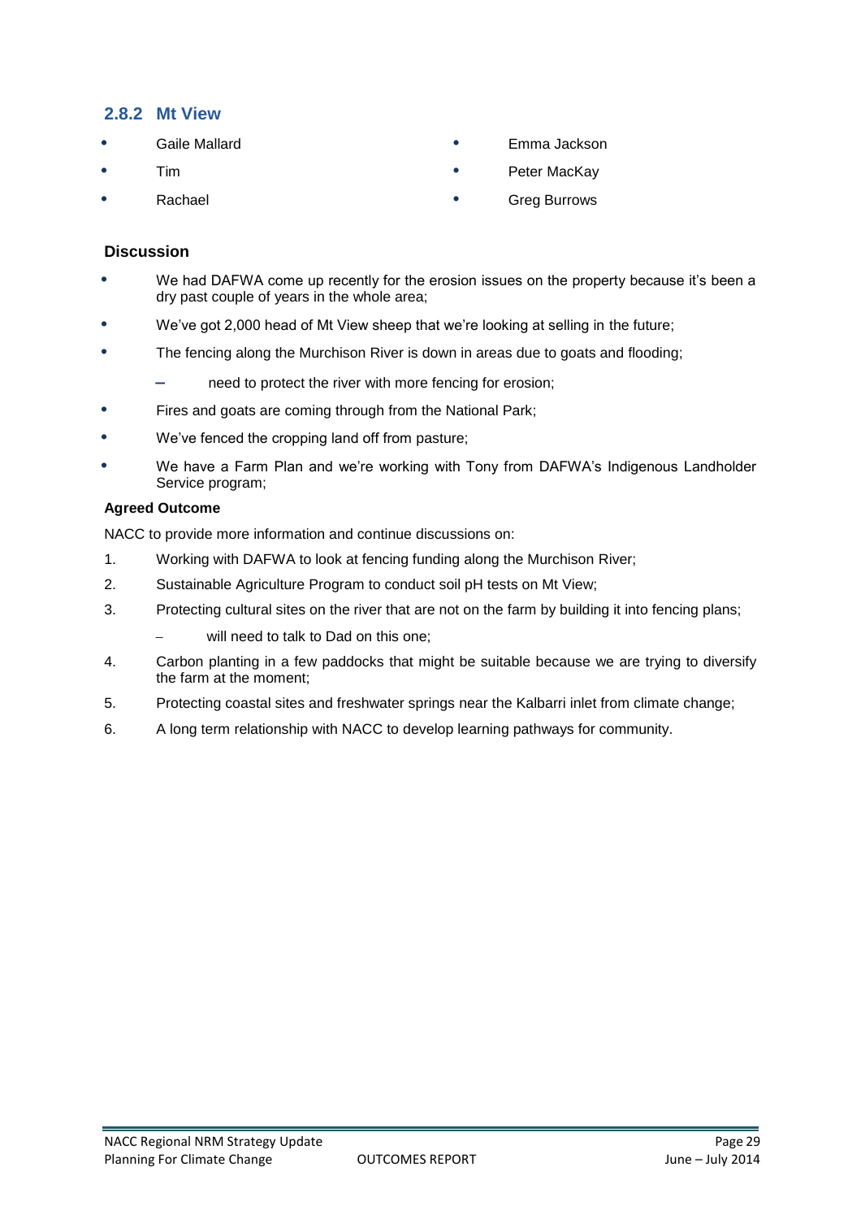### 2.8.2 Mt View

- Gaile Mallard
- Tim
- Rachael
- Emma Jackson
- Peter MacKay
- Greg Burrows

#### Discussion

- We had DAFWA come up recently for the erosion issues on the property because it's been a dry past couple of years in the whole area;
- We've got 2,000 head of Mt View sheep that we're looking at selling in the future;
- The fencing along the Murchison River is down in areas due to goats and flooding;
  - need to protect the river with more fencing for erosion;
- Fires and goats are coming through from the National Park;
- We've fenced the cropping land off from pasture;
- We have a Farm Plan and we're working with Tony from DAFWA's Indigenous Landholder Service program;

**Agreed Outcome**

NACC to provide more information and continue discussions on:

1. Working with DAFWA to look at fencing funding along the Murchison River;
2. Sustainable Agriculture Program to conduct soil pH tests on Mt View;
3. Protecting cultural sites on the river that are not on the farm by building it into fencing plans;
   - will need to talk to Dad on this one;
4. Carbon planting in a few paddocks that might be suitable because we are trying to diversify the farm at the moment;
5. Protecting coastal sites and freshwater springs near the Kalbarri inlet from climate change;
6. A long term relationship with NACC to develop learning pathways for community.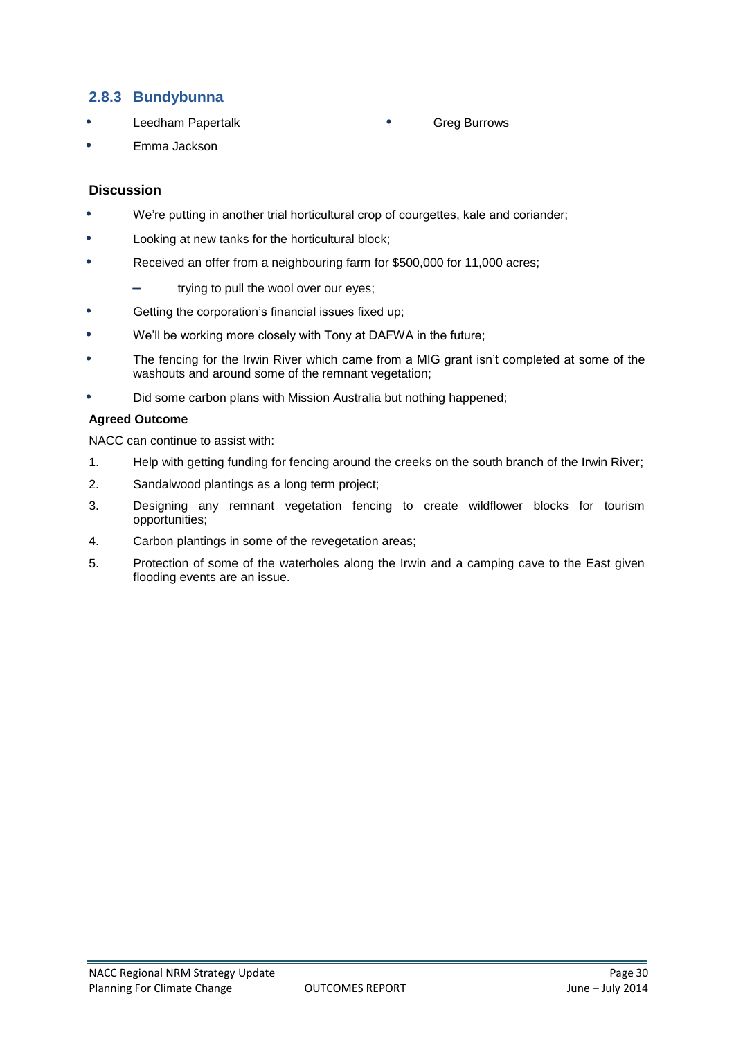### 2.8.3 Bundybunna

- Leedham Papertalk
- Greg Burrows
- Emma Jackson

**Discussion**

- We're putting in another trial horticultural crop of courgettes, kale and coriander;
- Looking at new tanks for the horticultural block;
- Received an offer from a neighbouring farm for $500,000 for 11,000 acres;
  - trying to pull the wool over our eyes;
- Getting the corporation's financial issues fixed up;
- We'll be working more closely with Tony at DAFWA in the future;
- The fencing for the Irwin River which came from a MIG grant isn't completed at some of the washouts and around some of the remnant vegetation;
- Did some carbon plans with Mission Australia but nothing happened;

**Agreed Outcome**

NACC can continue to assist with:

1. Help with getting funding for fencing around the creeks on the south branch of the Irwin River;
2. Sandalwood plantings as a long term project;
3. Designing any remnant vegetation fencing to create wildflower blocks for tourism opportunities;
4. Carbon plantings in some of the revegetation areas;
5. Protection of some of the waterholes along the Irwin and a camping cave to the East given flooding events are an issue.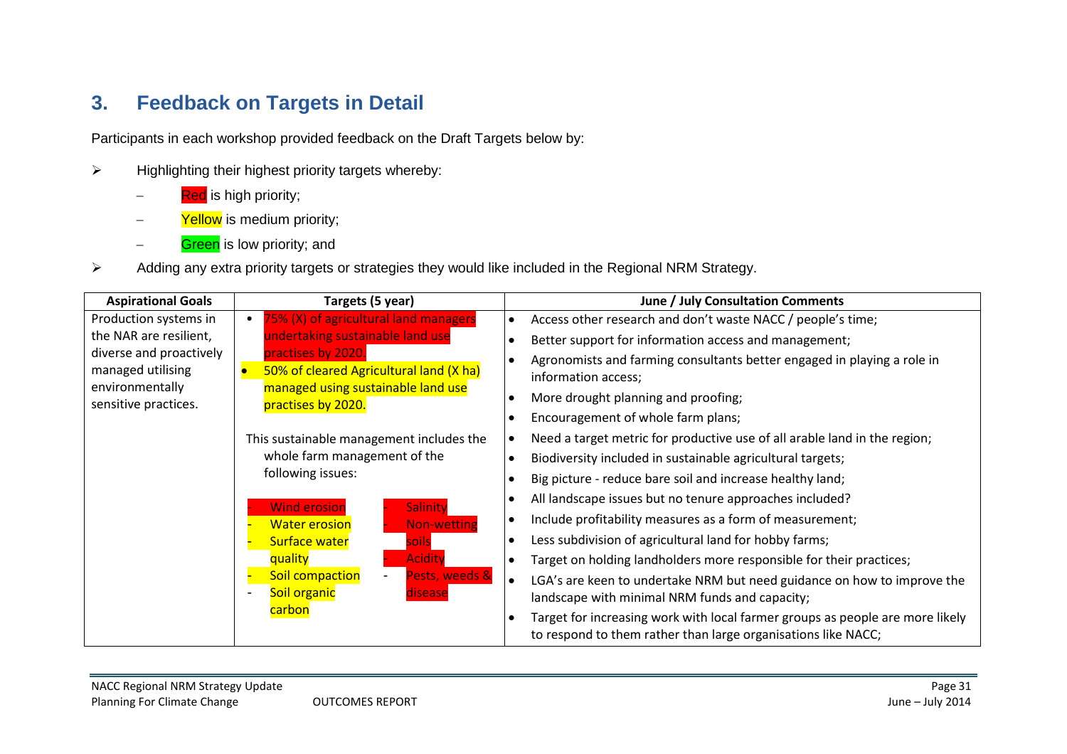## 3. Feedback on Targets in Detail

Participants in each workshop provided feedback on the Draft Targets below by:

- Highlighting their highest priority targets whereby:
  - Red is high priority;
  - Yellow is medium priority;
  - Green is low priority; and
- Adding any extra priority targets or strategies they would like included in the Regional NRM Strategy.

| Aspirational Goals | Targets (5 year) | June / July Consultation Comments |
|---|---|---|
| Production systems in the NAR are resilient, diverse and proactively managed utilising environmentally sensitive practices. | • 75% (X) of agricultural land managers undertaking sustainable land use practises by 2020.<br>• 50% of cleared Agricultural land (X ha) managed using sustainable land use practises by 2020.<br><br>This sustainable management includes the whole farm management of the following issues:<br><br>- Wind erosion<br>- Water erosion<br>- Surface water quality<br>- Soil compaction<br>- Soil organic carbon<br>- Salinity<br>- Non-wetting soils<br>- Acidity<br>- Pests, weeds & disease | • Access other research and don't waste NACC / people's time;<br>• Better support for information access and management;<br>• Agronomists and farming consultants better engaged in playing a role in information access;<br>• More drought planning and proofing;<br>• Encouragement of whole farm plans;<br>• Need a target metric for productive use of all arable land in the region;<br>• Biodiversity included in sustainable agricultural targets;<br>• Big picture - reduce bare soil and increase healthy land;<br>• All landscape issues but no tenure approaches included?<br>• Include profitability measures as a form of measurement;<br>• Less subdivision of agricultural land for hobby farms;<br>• Target on holding landholders more responsible for their practices;<br>• LGA's are keen to undertake NRM but need guidance on how to improve the landscape with minimal NRM funds and capacity;<br>• Target for increasing work with local farmer groups as people are more likely to respond to them rather than large organisations like NACC; |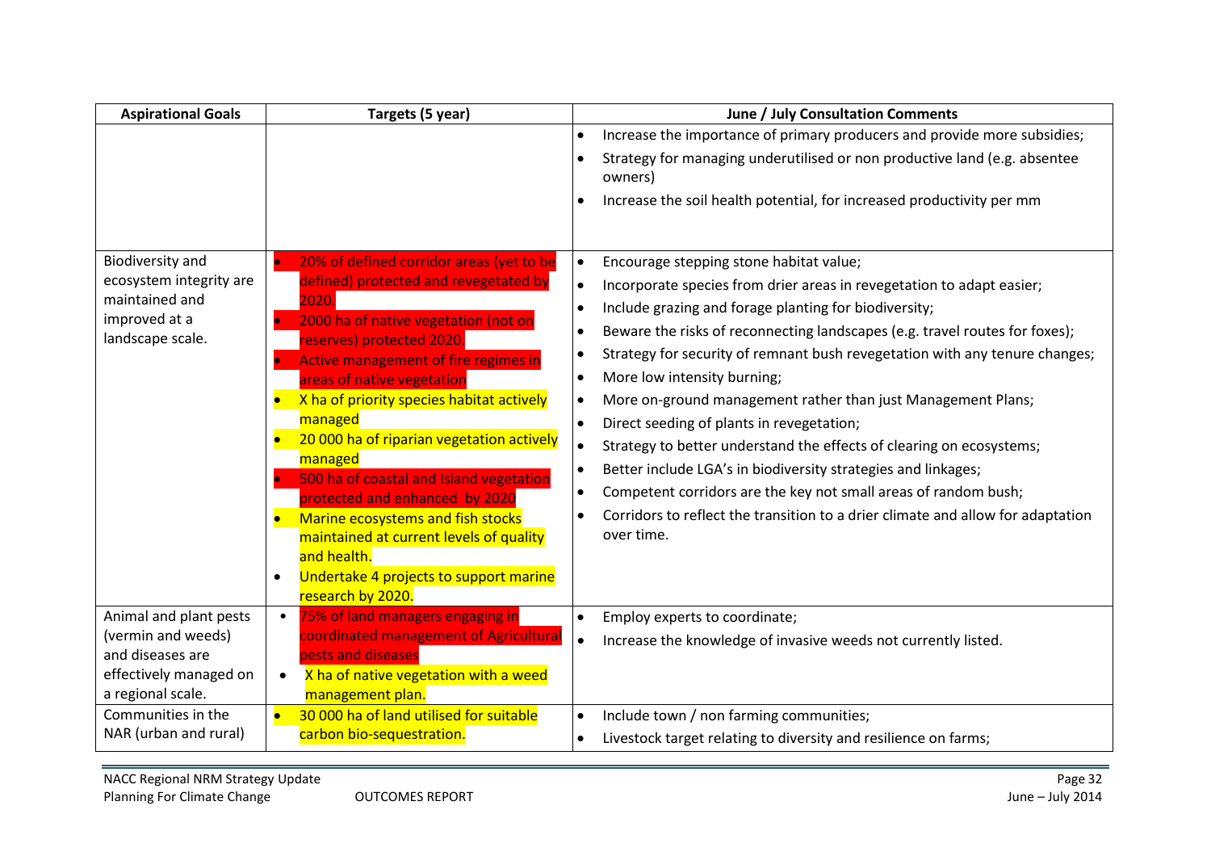| Aspirational Goals | Targets (5 year) | June / July Consultation Comments |
|---|---|---|
| | | • Increase the importance of primary producers and provide more subsidies;<br>• Strategy for managing underutilised or non productive land (e.g. absentee owners)<br>• Increase the soil health potential, for increased productivity per mm |
| Biodiversity and ecosystem integrity are maintained and improved at a landscape scale. | • 20% of defined corridor areas (yet to be defined) protected and revegetated by 2020.<br>• 2000 ha of native vegetation (not on reserves) protected 2020.<br>• Active management of fire regimes in areas of native vegetation<br>• X ha of priority species habitat actively managed<br>• 20 000 ha of riparian vegetation actively managed<br>• 500 ha of coastal and Island vegetation protected and enhanced by 2020<br>• Marine ecosystems and fish stocks maintained at current levels of quality and health.<br>• Undertake 4 projects to support marine research by 2020. | • Encourage stepping stone habitat value;<br>• Incorporate species from drier areas in revegetation to adapt easier;<br>• Include grazing and forage planting for biodiversity;<br>• Beware the risks of reconnecting landscapes (e.g. travel routes for foxes);<br>• Strategy for security of remnant bush revegetation with any tenure changes;<br>• More low intensity burning;<br>• More on-ground management rather than just Management Plans;<br>• Direct seeding of plants in revegetation;<br>• Strategy to better understand the effects of clearing on ecosystems;<br>• Better include LGA's in biodiversity strategies and linkages;<br>• Competent corridors are the key not small areas of random bush;<br>• Corridors to reflect the transition to a drier climate and allow for adaptation over time. |
| Animal and plant pests (vermin and weeds) and diseases are effectively managed on a regional scale. | • 75% of land managers engaging in coordinated management of Agricultural pests and diseases<br>• X ha of native vegetation with a weed management plan. | • Employ experts to coordinate;<br>• Increase the knowledge of invasive weeds not currently listed. |
| Communities in the NAR (urban and rural) | • 30 000 ha of land utilised for suitable carbon bio-sequestration. | • Include town / non farming communities;<br>• Livestock target relating to diversity and resilience on farms; |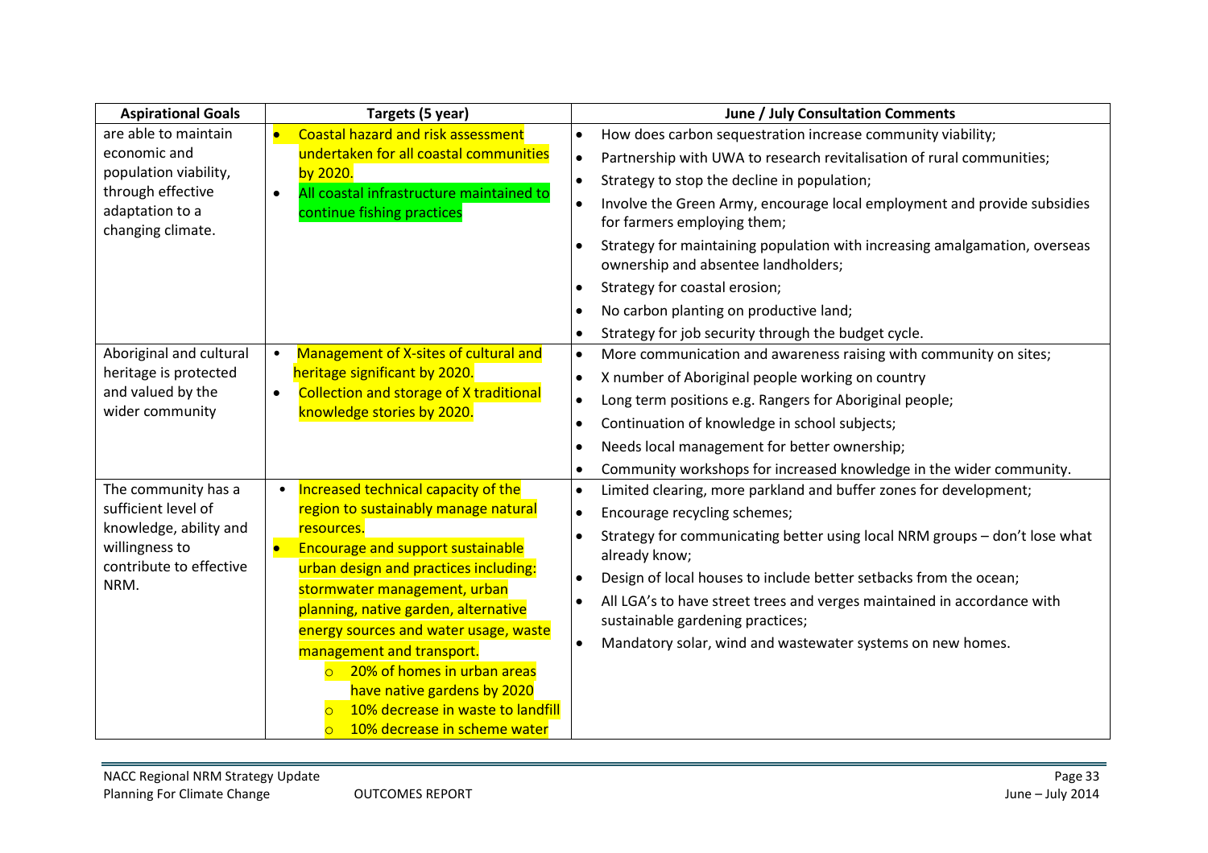| Aspirational Goals | Targets (5 year) | June / July Consultation Comments |
|---|---|---|
| are able to maintain economic and population viability, through effective adaptation to a changing climate. | • Coastal hazard and risk assessment undertaken for all coastal communities by 2020.<br>• All coastal infrastructure maintained to continue fishing practices | • How does carbon sequestration increase community viability;<br>• Partnership with UWA to research revitalisation of rural communities;<br>• Strategy to stop the decline in population;<br>• Involve the Green Army, encourage local employment and provide subsidies for farmers employing them;<br>• Strategy for maintaining population with increasing amalgamation, overseas ownership and absentee landholders;<br>• Strategy for coastal erosion;<br>• No carbon planting on productive land;<br>• Strategy for job security through the budget cycle. |
| Aboriginal and cultural heritage is protected and valued by the wider community | • Management of X-sites of cultural and heritage significant by 2020.<br>• Collection and storage of X traditional knowledge stories by 2020. | • More communication and awareness raising with community on sites;<br>• X number of Aboriginal people working on country<br>• Long term positions e.g. Rangers for Aboriginal people;<br>• Continuation of knowledge in school subjects;<br>• Needs local management for better ownership;<br>• Community workshops for increased knowledge in the wider community. |
| The community has a sufficient level of knowledge, ability and willingness to contribute to effective NRM. | • Increased technical capacity of the region to sustainably manage natural resources.<br>• Encourage and support sustainable urban design and practices including: stormwater management, urban planning, native garden, alternative energy sources and water usage, waste management and transport.<br>  ○ 20% of homes in urban areas have native gardens by 2020<br>  ○ 10% decrease in waste to landfill<br>  ○ 10% decrease in scheme water | • Limited clearing, more parkland and buffer zones for development;<br>• Encourage recycling schemes;<br>• Strategy for communicating better using local NRM groups – don't lose what already know;<br>• Design of local houses to include better setbacks from the ocean;<br>• All LGA's to have street trees and verges maintained in accordance with sustainable gardening practices;<br>• Mandatory solar, wind and wastewater systems on new homes. |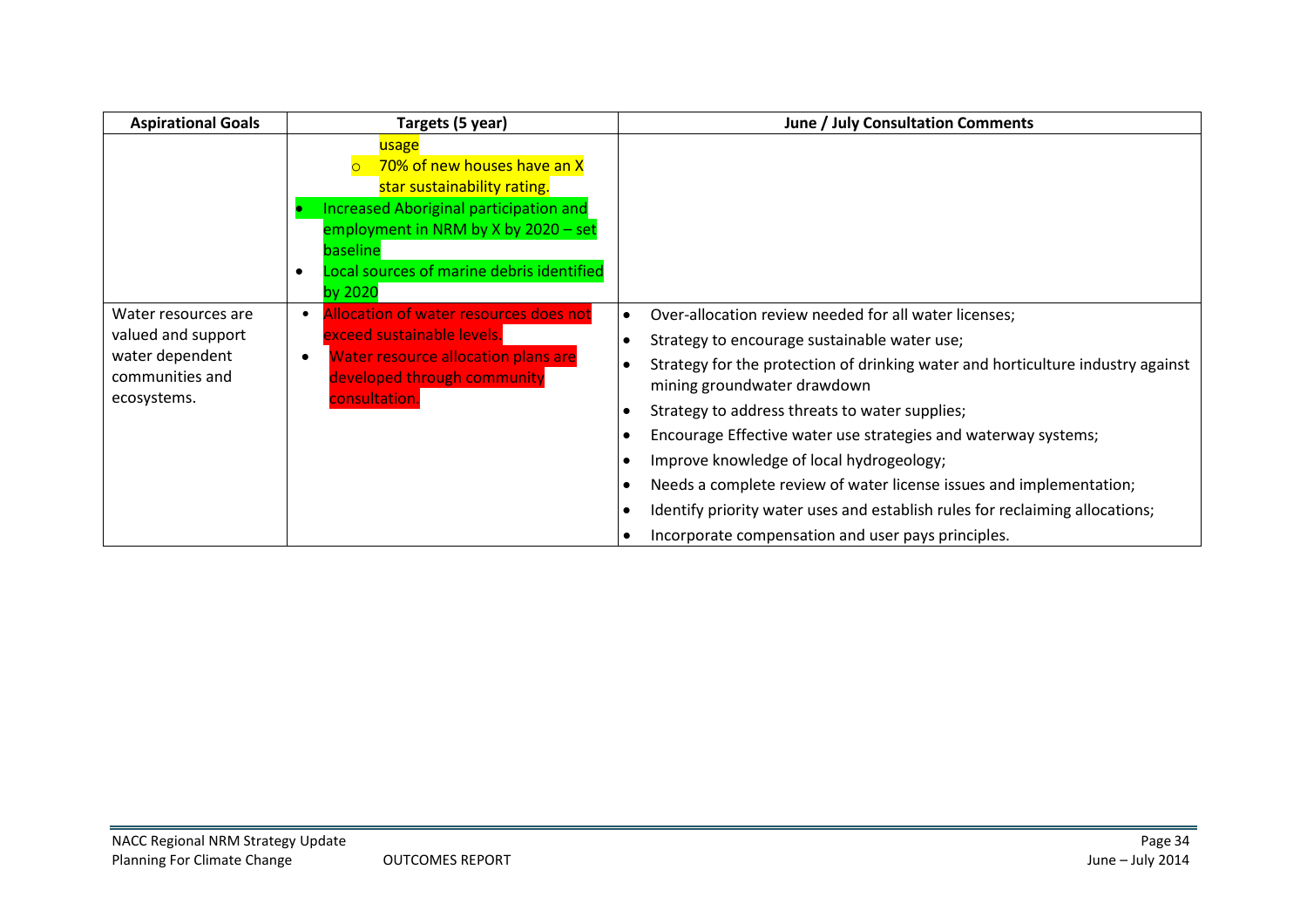| Aspirational Goals | Targets (5 year) | June / July Consultation Comments |
| --- | --- | --- |
| | usage<br>○ 70% of new houses have an X star sustainability rating.<br>• Increased Aboriginal participation and employment in NRM by X by 2020 – set baseline<br>• Local sources of marine debris identified by 2020 | |
| Water resources are valued and support water dependent communities and ecosystems. | • Allocation of water resources does not exceed sustainable levels.<br>• Water resource allocation plans are developed through community consultation. | • Over-allocation review needed for all water licenses;<br>• Strategy to encourage sustainable water use;<br>• Strategy for the protection of drinking water and horticulture industry against mining groundwater drawdown<br>• Strategy to address threats to water supplies;<br>• Encourage Effective water use strategies and waterway systems;<br>• Improve knowledge of local hydrogeology;<br>• Needs a complete review of water license issues and implementation;<br>• Identify priority water uses and establish rules for reclaiming allocations;<br>• Incorporate compensation and user pays principles. |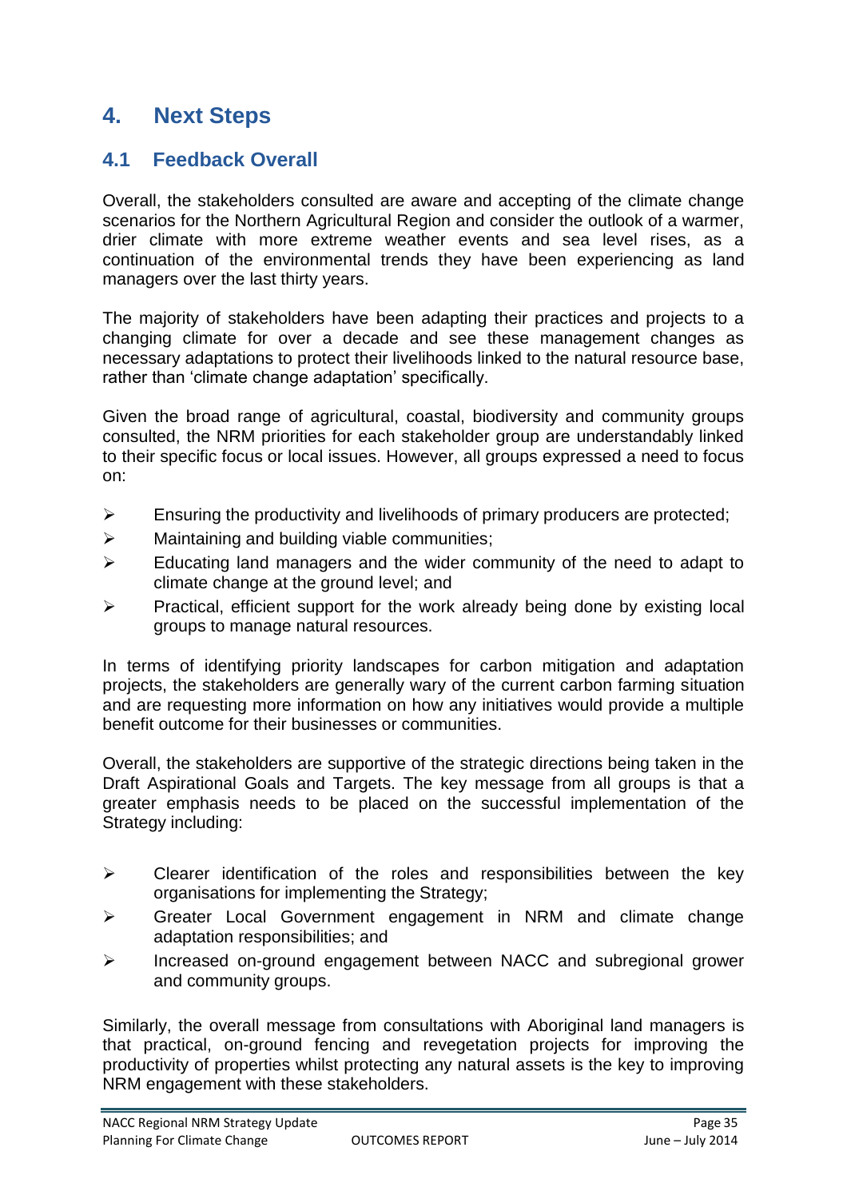# 4. Next Steps

## 4.1 Feedback Overall

Overall, the stakeholders consulted are aware and accepting of the climate change scenarios for the Northern Agricultural Region and consider the outlook of a warmer, drier climate with more extreme weather events and sea level rises, as a continuation of the environmental trends they have been experiencing as land managers over the last thirty years.

The majority of stakeholders have been adapting their practices and projects to a changing climate for over a decade and see these management changes as necessary adaptations to protect their livelihoods linked to the natural resource base, rather than 'climate change adaptation' specifically.

Given the broad range of agricultural, coastal, biodiversity and community groups consulted, the NRM priorities for each stakeholder group are understandably linked to their specific focus or local issues. However, all groups expressed a need to focus on:

- Ensuring the productivity and livelihoods of primary producers are protected;
- Maintaining and building viable communities;
- Educating land managers and the wider community of the need to adapt to climate change at the ground level; and
- Practical, efficient support for the work already being done by existing local groups to manage natural resources.

In terms of identifying priority landscapes for carbon mitigation and adaptation projects, the stakeholders are generally wary of the current carbon farming situation and are requesting more information on how any initiatives would provide a multiple benefit outcome for their businesses or communities.

Overall, the stakeholders are supportive of the strategic directions being taken in the Draft Aspirational Goals and Targets. The key message from all groups is that a greater emphasis needs to be placed on the successful implementation of the Strategy including:

- Clearer identification of the roles and responsibilities between the key organisations for implementing the Strategy;
- Greater Local Government engagement in NRM and climate change adaptation responsibilities; and
- Increased on-ground engagement between NACC and subregional grower and community groups.

Similarly, the overall message from consultations with Aboriginal land managers is that practical, on-ground fencing and revegetation projects for improving the productivity of properties whilst protecting any natural assets is the key to improving NRM engagement with these stakeholders.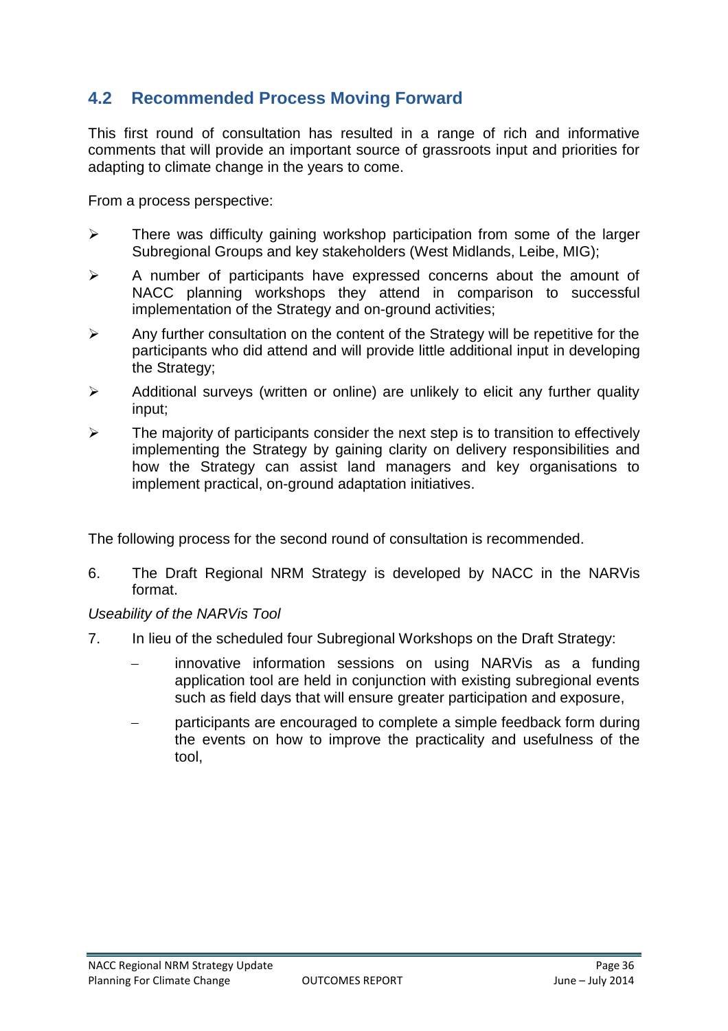## 4.2 Recommended Process Moving Forward

This first round of consultation has resulted in a range of rich and informative comments that will provide an important source of grassroots input and priorities for adapting to climate change in the years to come.

From a process perspective:

- There was difficulty gaining workshop participation from some of the larger Subregional Groups and key stakeholders (West Midlands, Leibe, MIG);
- A number of participants have expressed concerns about the amount of NACC planning workshops they attend in comparison to successful implementation of the Strategy and on-ground activities;
- Any further consultation on the content of the Strategy will be repetitive for the participants who did attend and will provide little additional input in developing the Strategy;
- Additional surveys (written or online) are unlikely to elicit any further quality input;
- The majority of participants consider the next step is to transition to effectively implementing the Strategy by gaining clarity on delivery responsibilities and how the Strategy can assist land managers and key organisations to implement practical, on-ground adaptation initiatives.

The following process for the second round of consultation is recommended.

6. The Draft Regional NRM Strategy is developed by NACC in the NARVis format.

*Useability of the NARVis Tool*

7. In lieu of the scheduled four Subregional Workshops on the Draft Strategy:
   - innovative information sessions on using NARVis as a funding application tool are held in conjunction with existing subregional events such as field days that will ensure greater participation and exposure,
   - participants are encouraged to complete a simple feedback form during the events on how to improve the practicality and usefulness of the tool,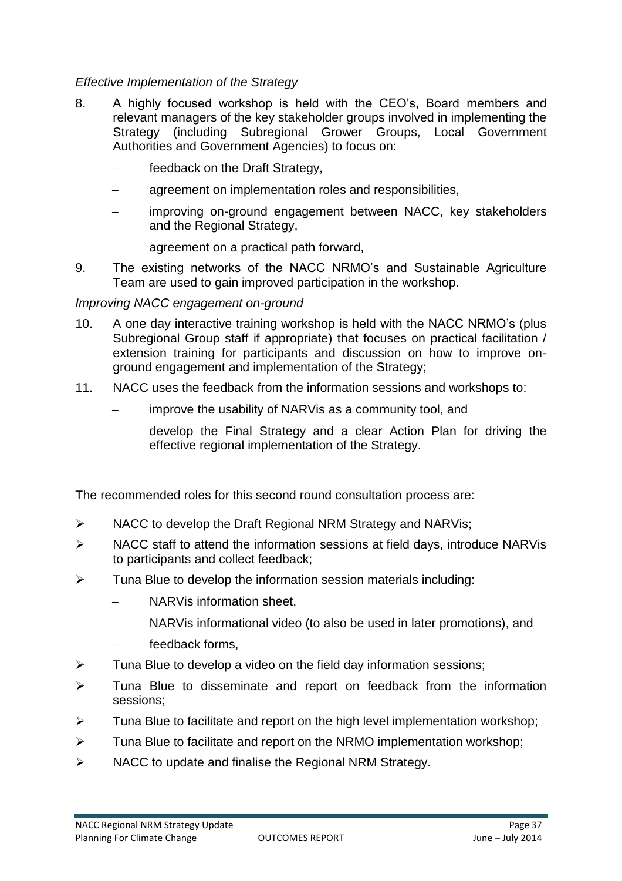*Effective Implementation of the Strategy*

8. A highly focused workshop is held with the CEO's, Board members and relevant managers of the key stakeholder groups involved in implementing the Strategy (including Subregional Grower Groups, Local Government Authorities and Government Agencies) to focus on:
   - feedback on the Draft Strategy,
   - agreement on implementation roles and responsibilities,
   - improving on-ground engagement between NACC, key stakeholders and the Regional Strategy,
   - agreement on a practical path forward,
9. The existing networks of the NACC NRMO's and Sustainable Agriculture Team are used to gain improved participation in the workshop.

*Improving NACC engagement on-ground*

10. A one day interactive training workshop is held with the NACC NRMO's (plus Subregional Group staff if appropriate) that focuses on practical facilitation / extension training for participants and discussion on how to improve on-ground engagement and implementation of the Strategy;
11. NACC uses the feedback from the information sessions and workshops to:
    - improve the usability of NARVis as a community tool, and
    - develop the Final Strategy and a clear Action Plan for driving the effective regional implementation of the Strategy.

The recommended roles for this second round consultation process are:

- NACC to develop the Draft Regional NRM Strategy and NARVis;
- NACC staff to attend the information sessions at field days, introduce NARVis to participants and collect feedback;
- Tuna Blue to develop the information session materials including:
  - NARVis information sheet,
  - NARVis informational video (to also be used in later promotions), and
  - feedback forms,
- Tuna Blue to develop a video on the field day information sessions;
- Tuna Blue to disseminate and report on feedback from the information sessions;
- Tuna Blue to facilitate and report on the high level implementation workshop;
- Tuna Blue to facilitate and report on the NRMO implementation workshop;
- NACC to update and finalise the Regional NRM Strategy.